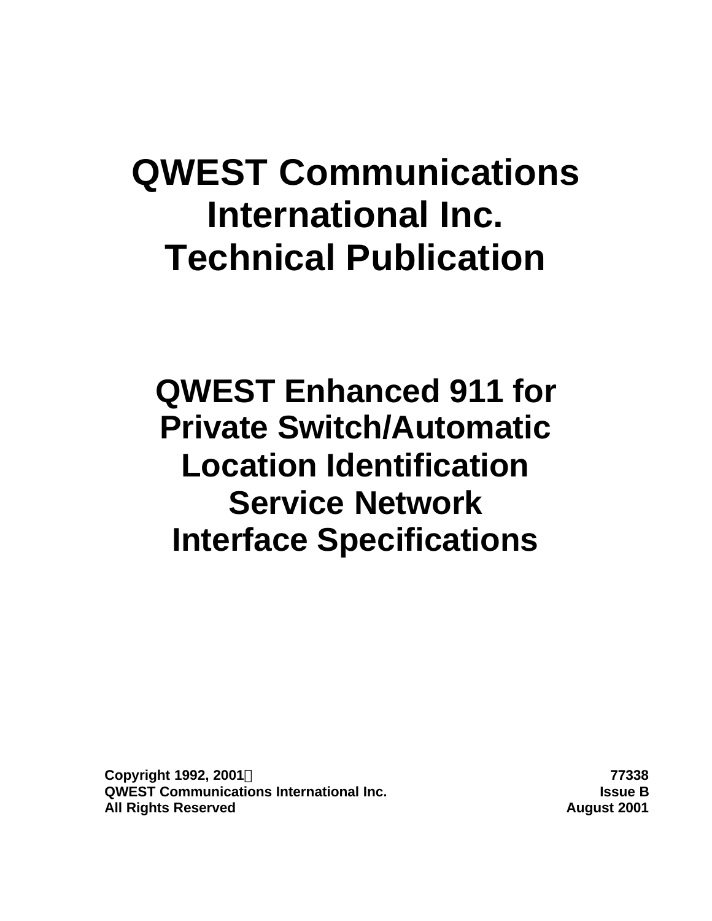# QWEST Communications International Inc. Technical Publication

## QWEST Enhanced 911 for Private Switch/Automatic Location Identification Service Network Interface Specifications

**Copyright 1992, 2001©**
**QWEST Communications International Inc.**
**All Rights Reserved**

**77338**
**Issue B**
**August 2001**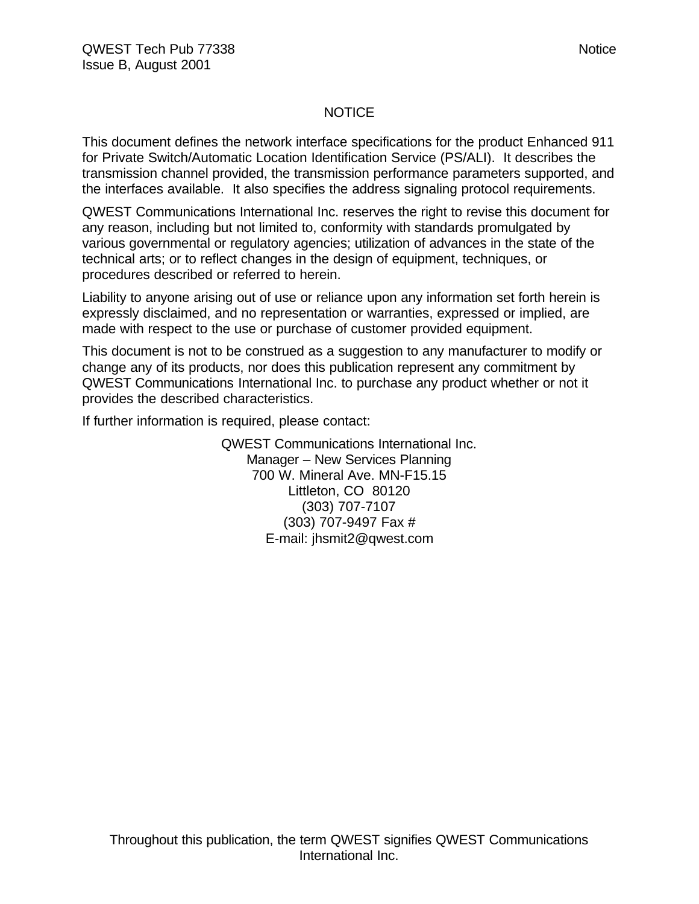# NOTICE

This document defines the network interface specifications for the product Enhanced 911 for Private Switch/Automatic Location Identification Service (PS/ALI). It describes the transmission channel provided, the transmission performance parameters supported, and the interfaces available. It also specifies the address signaling protocol requirements.

QWEST Communications International Inc. reserves the right to revise this document for any reason, including but not limited to, conformity with standards promulgated by various governmental or regulatory agencies; utilization of advances in the state of the technical arts; or to reflect changes in the design of equipment, techniques, or procedures described or referred to herein.

Liability to anyone arising out of use or reliance upon any information set forth herein is expressly disclaimed, and no representation or warranties, expressed or implied, are made with respect to the use or purchase of customer provided equipment.

This document is not to be construed as a suggestion to any manufacturer to modify or change any of its products, nor does this publication represent any commitment by QWEST Communications International Inc. to purchase any product whether or not it provides the described characteristics.

If further information is required, please contact:

QWEST Communications International Inc.
Manager – New Services Planning
700 W. Mineral Ave. MN-F15.15
Littleton, CO 80120
(303) 707-7107
(303) 707-9497 Fax #
E-mail: jhsmit2@qwest.com

Throughout this publication, the term QWEST signifies QWEST Communications International Inc.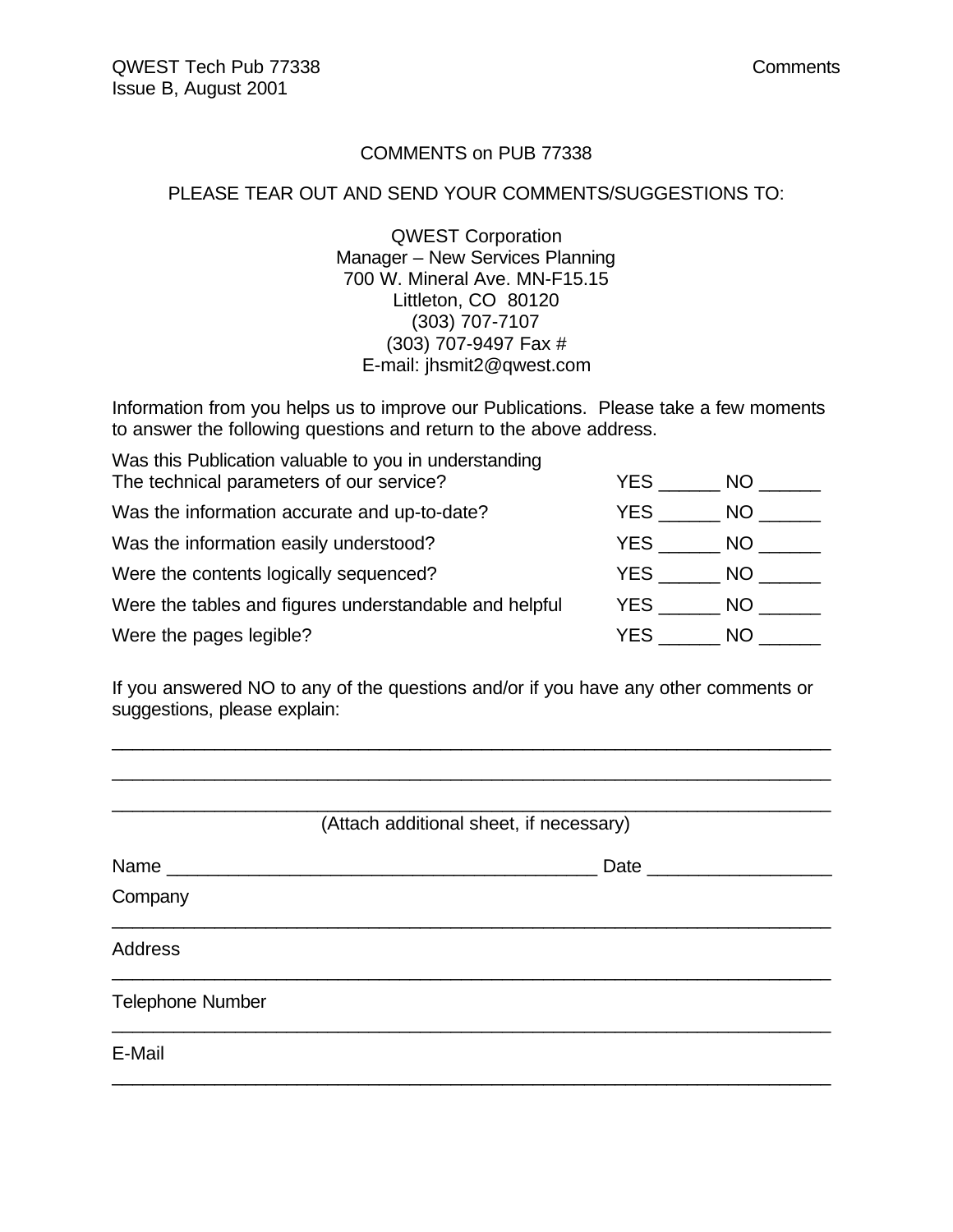# COMMENTS on PUB 77338

PLEASE TEAR OUT AND SEND YOUR COMMENTS/SUGGESTIONS TO:

QWEST Corporation
Manager – New Services Planning
700 W. Mineral Ave. MN-F15.15
Littleton, CO 80120
(303) 707-7107
(303) 707-9497 Fax #
E-mail: jhsmit2@qwest.com

Information from you helps us to improve our Publications. Please take a few moments to answer the following questions and return to the above address.

| | |
|---|---|
| Was this Publication valuable to you in understanding The technical parameters of our service? | YES ______ NO ______ |
| Was the information accurate and up-to-date? | YES ______ NO ______ |
| Was the information easily understood? | YES ______ NO ______ |
| Were the contents logically sequenced? | YES ______ NO ______ |
| Were the tables and figures understandable and helpful | YES ______ NO ______ |
| Were the pages legible? | YES ______ NO ______ |

If you answered NO to any of the questions and/or if you have any other comments or suggestions, please explain:

______________________________________________________________________

______________________________________________________________________

______________________________________________________________________

(Attach additional sheet, if necessary)

Name ________________________________________ Date _________________

Company
______________________________________________________________________

Address
______________________________________________________________________

Telephone Number
______________________________________________________________________

E-Mail
______________________________________________________________________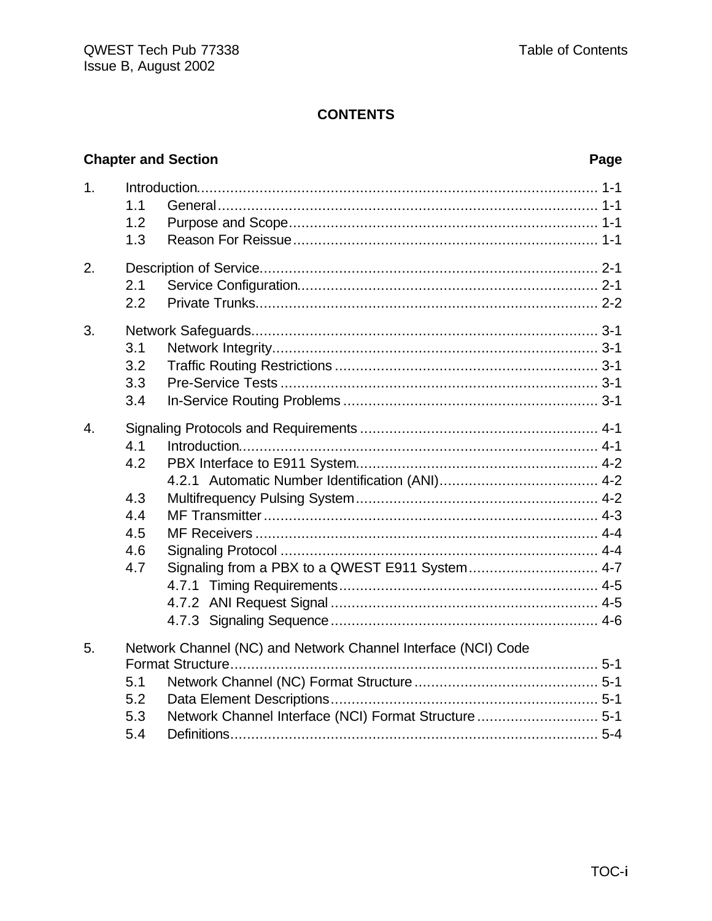# CONTENTS

| Chapter and Section | | | Page |
|---|---|---|---|
| 1. | Introduction | | 1-1 |
| | 1.1 | General | 1-1 |
| | 1.2 | Purpose and Scope | 1-1 |
| | 1.3 | Reason For Reissue | 1-1 |
| 2. | Description of Service | | 2-1 |
| | 2.1 | Service Configuration | 2-1 |
| | 2.2 | Private Trunks | 2-2 |
| 3. | Network Safeguards | | 3-1 |
| | 3.1 | Network Integrity | 3-1 |
| | 3.2 | Traffic Routing Restrictions | 3-1 |
| | 3.3 | Pre-Service Tests | 3-1 |
| | 3.4 | In-Service Routing Problems | 3-1 |
| 4. | Signaling Protocols and Requirements | | 4-1 |
| | 4.1 | Introduction | 4-1 |
| | 4.2 | PBX Interface to E911 System | 4-2 |
| | | 4.2.1 Automatic Number Identification (ANI) | 4-2 |
| | 4.3 | Multifrequency Pulsing System | 4-2 |
| | 4.4 | MF Transmitter | 4-3 |
| | 4.5 | MF Receivers | 4-4 |
| | 4.6 | Signaling Protocol | 4-4 |
| | 4.7 | Signaling from a PBX to a QWEST E911 System | 4-7 |
| | | 4.7.1 Timing Requirements | 4-5 |
| | | 4.7.2 ANI Request Signal | 4-5 |
| | | 4.7.3 Signaling Sequence | 4-6 |
| 5. | Network Channel (NC) and Network Channel Interface (NCI) Code Format Structure | | 5-1 |
| | 5.1 | Network Channel (NC) Format Structure | 5-1 |
| | 5.2 | Data Element Descriptions | 5-1 |
| | 5.3 | Network Channel Interface (NCI) Format Structure | 5-1 |
| | 5.4 | Definitions | 5-4 |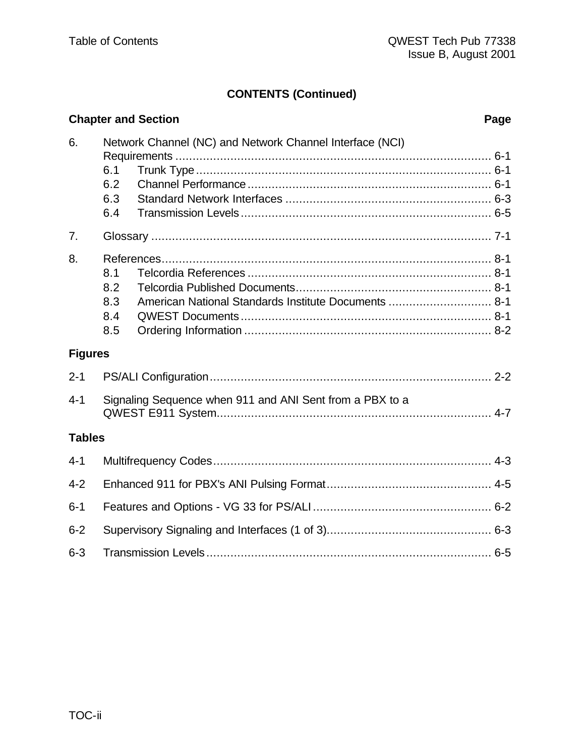## CONTENTS (Continued)

| Chapter and Section | | | Page |
|---|---|---|---|
| 6. | Network Channel (NC) and Network Channel Interface (NCI) Requirements | | 6-1 |
| | 6.1 | Trunk Type | 6-1 |
| | 6.2 | Channel Performance | 6-1 |
| | 6.3 | Standard Network Interfaces | 6-3 |
| | 6.4 | Transmission Levels | 6-5 |
| 7. | Glossary | | 7-1 |
| 8. | References | | 8-1 |
| | 8.1 | Telcordia References | 8-1 |
| | 8.2 | Telcordia Published Documents | 8-1 |
| | 8.3 | American National Standards Institute Documents | 8-1 |
| | 8.4 | QWEST Documents | 8-1 |
| | 8.5 | Ordering Information | 8-2 |

**Figures**

| | | |
|---|---|---|
| 2-1 | PS/ALI Configuration | 2-2 |
| 4-1 | Signaling Sequence when 911 and ANI Sent from a PBX to a QWEST E911 System | 4-7 |

**Tables**

| | | |
|---|---|---|
| 4-1 | Multifrequency Codes | 4-3 |
| 4-2 | Enhanced 911 for PBX's ANI Pulsing Format | 4-5 |
| 6-1 | Features and Options - VG 33 for PS/ALI | 6-2 |
| 6-2 | Supervisory Signaling and Interfaces (1 of 3) | 6-3 |
| 6-3 | Transmission Levels | 6-5 |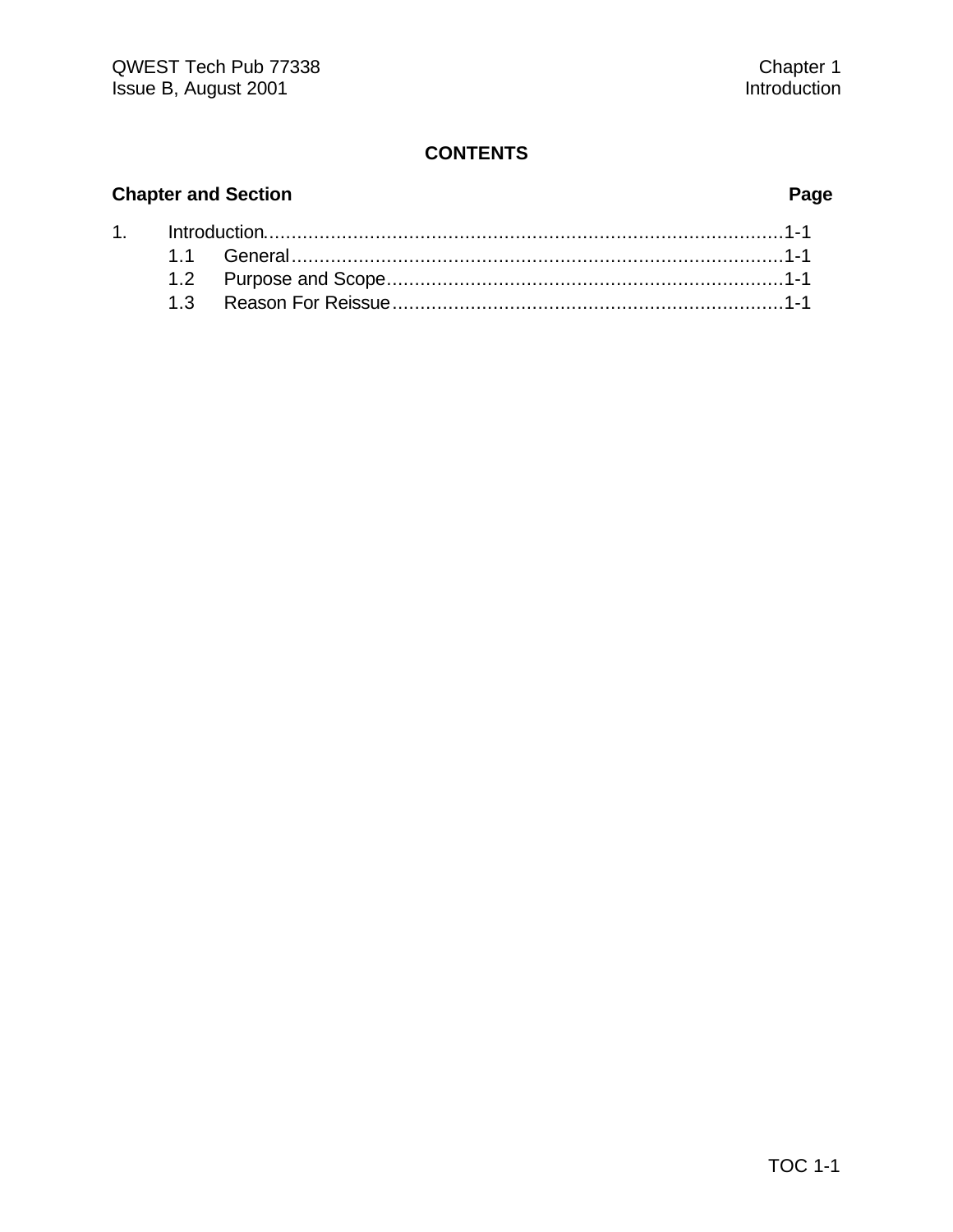## CONTENTS

| Chapter and Section | Page |
|---|---|
| 1. Introduction | 1-1 |
| 1.1 General | 1-1 |
| 1.2 Purpose and Scope | 1-1 |
| 1.3 Reason For Reissue | 1-1 |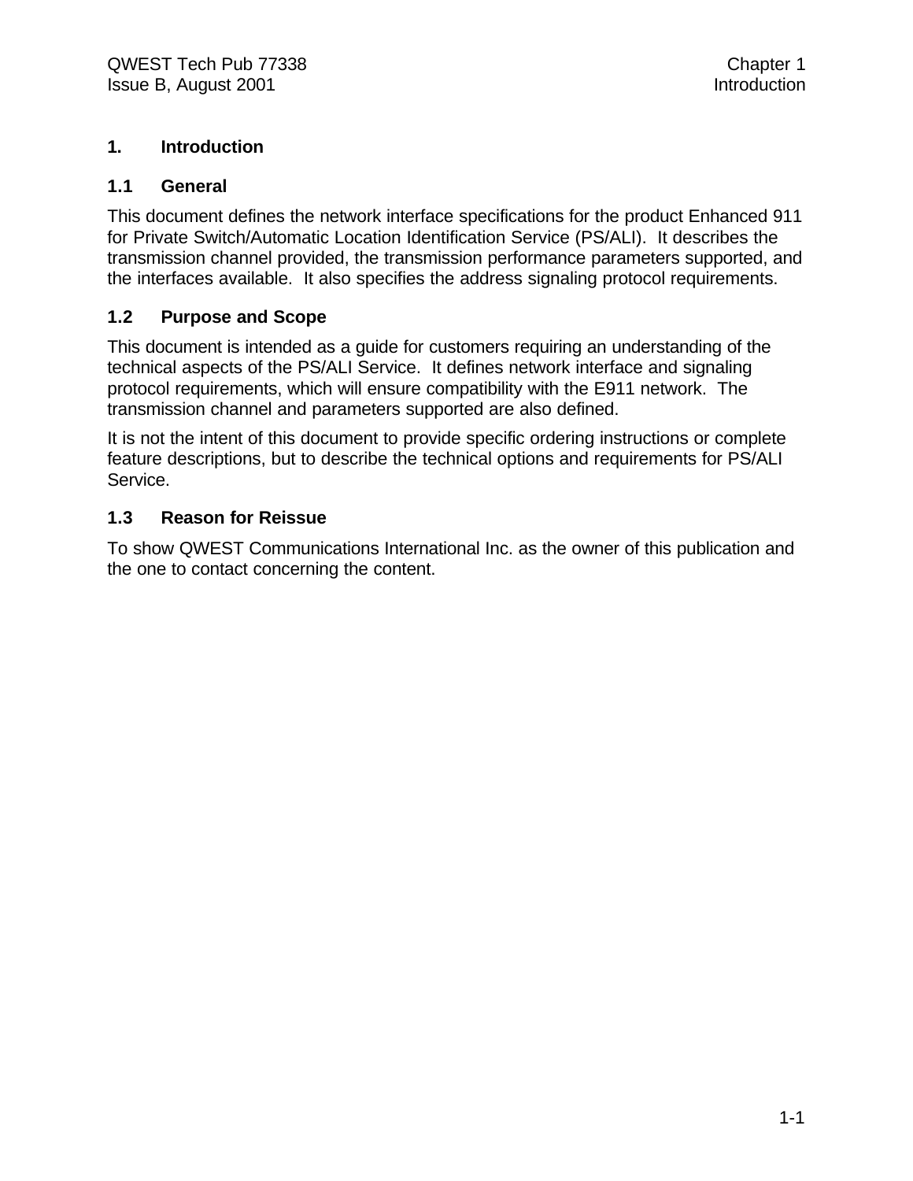# 1. Introduction

## 1.1 General

This document defines the network interface specifications for the product Enhanced 911 for Private Switch/Automatic Location Identification Service (PS/ALI). It describes the transmission channel provided, the transmission performance parameters supported, and the interfaces available. It also specifies the address signaling protocol requirements.

## 1.2 Purpose and Scope

This document is intended as a guide for customers requiring an understanding of the technical aspects of the PS/ALI Service. It defines network interface and signaling protocol requirements, which will ensure compatibility with the E911 network. The transmission channel and parameters supported are also defined.

It is not the intent of this document to provide specific ordering instructions or complete feature descriptions, but to describe the technical options and requirements for PS/ALI Service.

## 1.3 Reason for Reissue

To show QWEST Communications International Inc. as the owner of this publication and the one to contact concerning the content.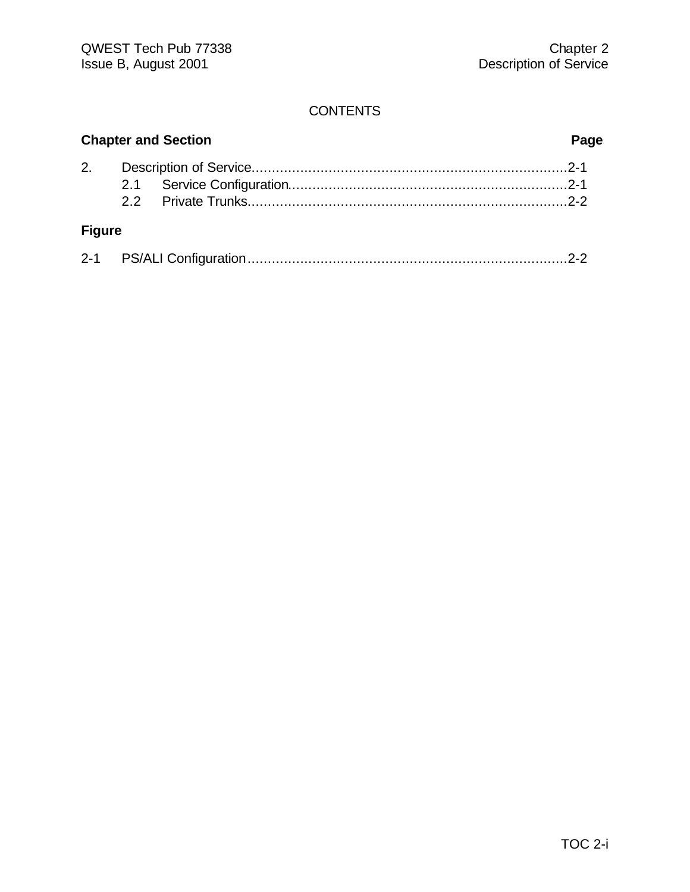CONTENTS

**Chapter and Section** **Page**

2. Description of Service..........................................................................2-1
   - 2.1 Service Configuration.................................................................2-1
   - 2.2 Private Trunks...........................................................................2-2

**Figure**

2-1 PS/ALI Configuration...........................................................................2-2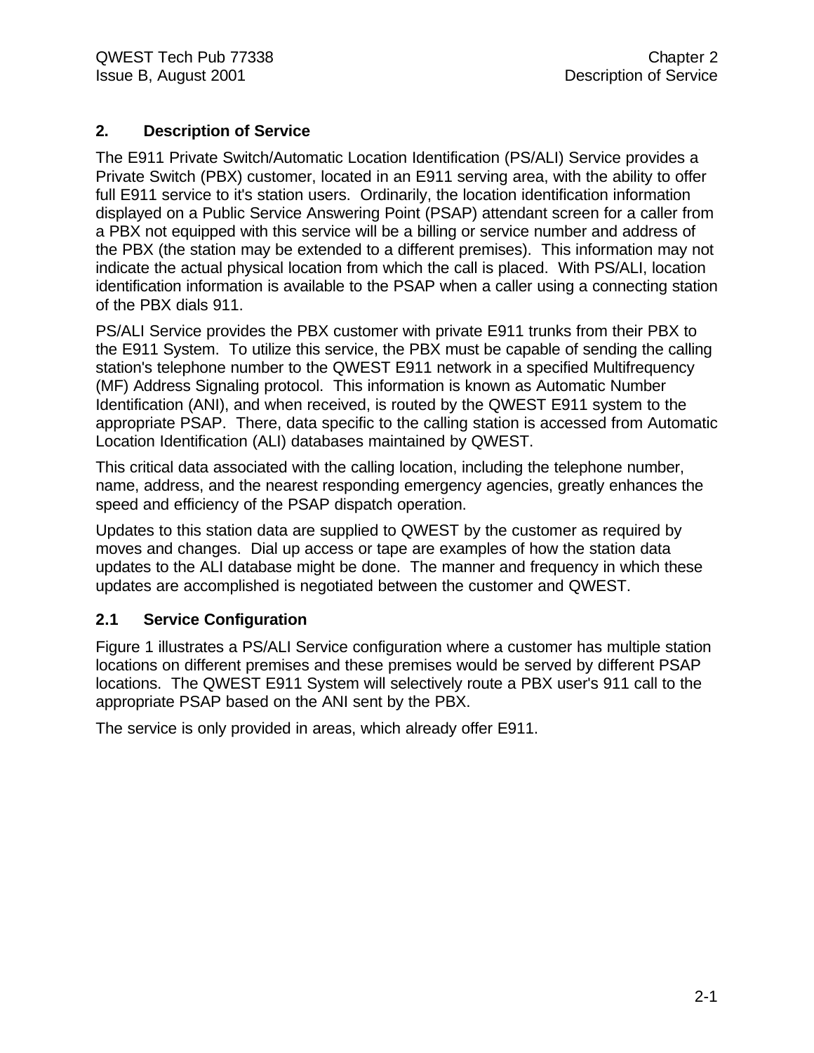## 2. Description of Service

The E911 Private Switch/Automatic Location Identification (PS/ALI) Service provides a Private Switch (PBX) customer, located in an E911 serving area, with the ability to offer full E911 service to it's station users. Ordinarily, the location identification information displayed on a Public Service Answering Point (PSAP) attendant screen for a caller from a PBX not equipped with this service will be a billing or service number and address of the PBX (the station may be extended to a different premises). This information may not indicate the actual physical location from which the call is placed. With PS/ALI, location identification information is available to the PSAP when a caller using a connecting station of the PBX dials 911.

PS/ALI Service provides the PBX customer with private E911 trunks from their PBX to the E911 System. To utilize this service, the PBX must be capable of sending the calling station's telephone number to the QWEST E911 network in a specified Multifrequency (MF) Address Signaling protocol. This information is known as Automatic Number Identification (ANI), and when received, is routed by the QWEST E911 system to the appropriate PSAP. There, data specific to the calling station is accessed from Automatic Location Identification (ALI) databases maintained by QWEST.

This critical data associated with the calling location, including the telephone number, name, address, and the nearest responding emergency agencies, greatly enhances the speed and efficiency of the PSAP dispatch operation.

Updates to this station data are supplied to QWEST by the customer as required by moves and changes. Dial up access or tape are examples of how the station data updates to the ALI database might be done. The manner and frequency in which these updates are accomplished is negotiated between the customer and QWEST.

### 2.1 Service Configuration

Figure 1 illustrates a PS/ALI Service configuration where a customer has multiple station locations on different premises and these premises would be served by different PSAP locations. The QWEST E911 System will selectively route a PBX user's 911 call to the appropriate PSAP based on the ANI sent by the PBX.

The service is only provided in areas, which already offer E911.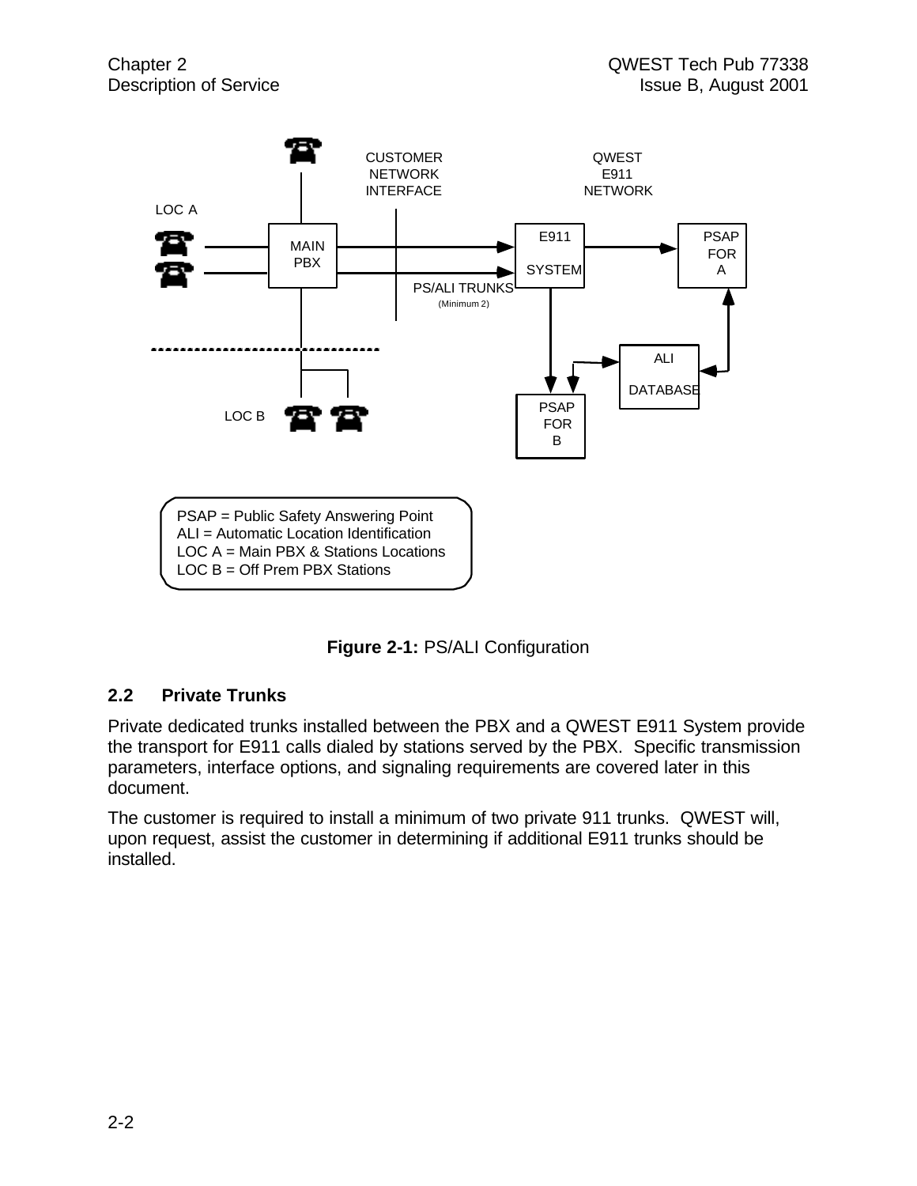CUSTOMER NETWORK INTERFACE

QWEST E911 NETWORK

LOC A

MAIN PBX

E911 SYSTEM

PSAP FOR A

PS/ALI TRUNKS (Minimum 2)

ALI DATABASE

LOC B

PSAP FOR B

PSAP = Public Safety Answering Point
ALI = Automatic Location Identification
LOC A = Main PBX & Stations Locations
LOC B = Off Prem PBX Stations

**Figure 2-1:** PS/ALI Configuration

## 2.2 Private Trunks

Private dedicated trunks installed between the PBX and a QWEST E911 System provide the transport for E911 calls dialed by stations served by the PBX. Specific transmission parameters, interface options, and signaling requirements are covered later in this document.

The customer is required to install a minimum of two private 911 trunks. QWEST will, upon request, assist the customer in determining if additional E911 trunks should be installed.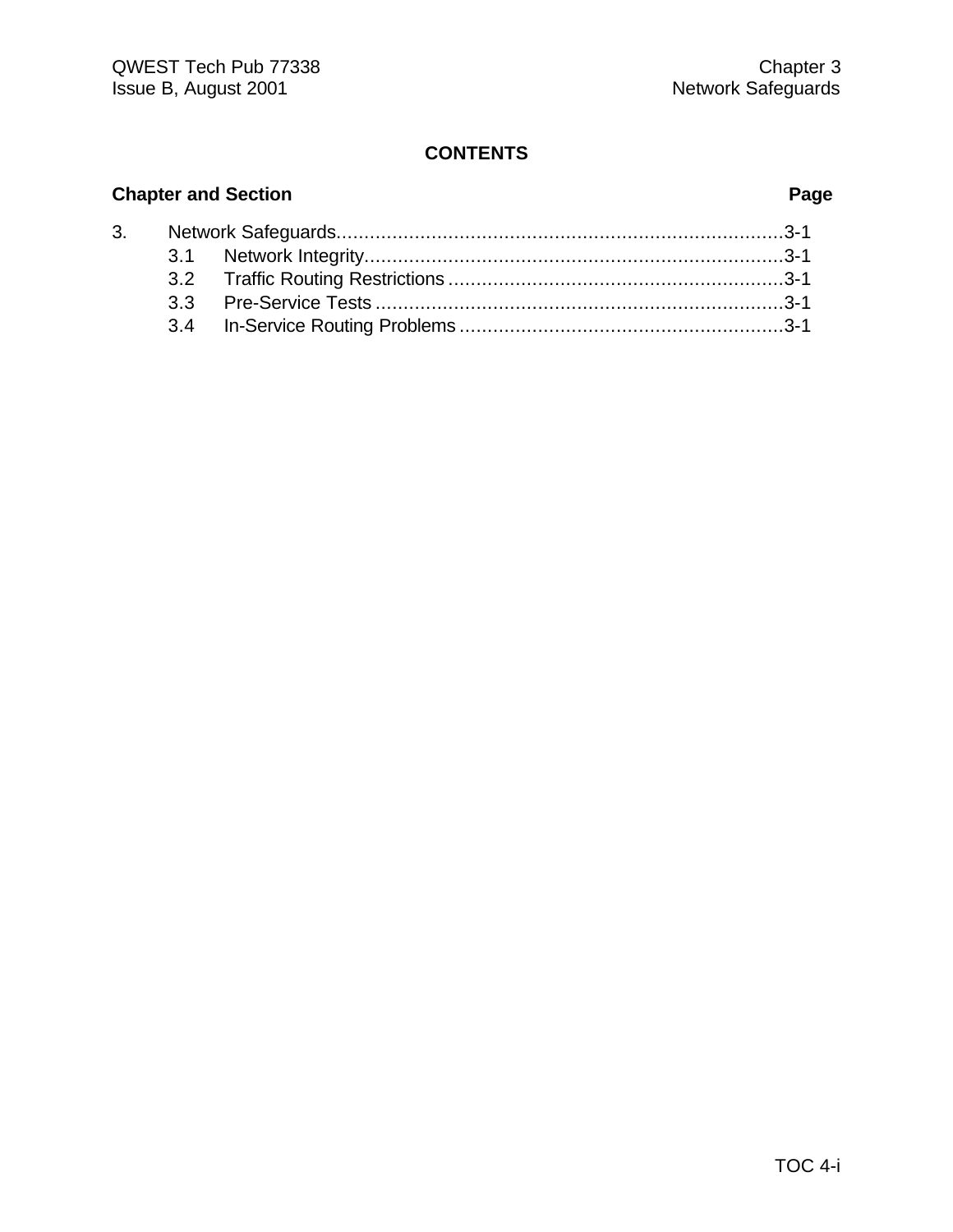# CONTENTS

| Chapter and Section | | Page |
|---|---|---|
| 3. | Network Safeguards | 3-1 |
| | 3.1 Network Integrity | 3-1 |
| | 3.2 Traffic Routing Restrictions | 3-1 |
| | 3.3 Pre-Service Tests | 3-1 |
| | 3.4 In-Service Routing Problems | 3-1 |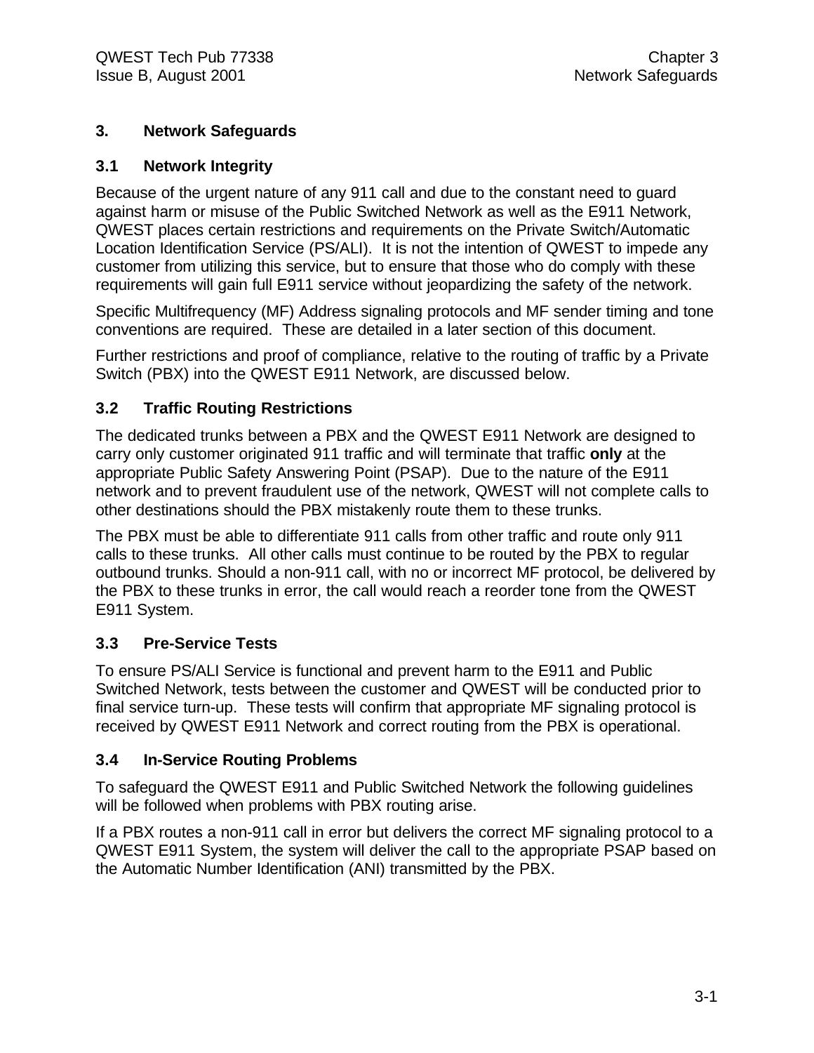# 3. Network Safeguards

## 3.1 Network Integrity

Because of the urgent nature of any 911 call and due to the constant need to guard against harm or misuse of the Public Switched Network as well as the E911 Network, QWEST places certain restrictions and requirements on the Private Switch/Automatic Location Identification Service (PS/ALI). It is not the intention of QWEST to impede any customer from utilizing this service, but to ensure that those who do comply with these requirements will gain full E911 service without jeopardizing the safety of the network.

Specific Multifrequency (MF) Address signaling protocols and MF sender timing and tone conventions are required. These are detailed in a later section of this document.

Further restrictions and proof of compliance, relative to the routing of traffic by a Private Switch (PBX) into the QWEST E911 Network, are discussed below.

## 3.2 Traffic Routing Restrictions

The dedicated trunks between a PBX and the QWEST E911 Network are designed to carry only customer originated 911 traffic and will terminate that traffic **only** at the appropriate Public Safety Answering Point (PSAP). Due to the nature of the E911 network and to prevent fraudulent use of the network, QWEST will not complete calls to other destinations should the PBX mistakenly route them to these trunks.

The PBX must be able to differentiate 911 calls from other traffic and route only 911 calls to these trunks. All other calls must continue to be routed by the PBX to regular outbound trunks. Should a non-911 call, with no or incorrect MF protocol, be delivered by the PBX to these trunks in error, the call would reach a reorder tone from the QWEST E911 System.

## 3.3 Pre-Service Tests

To ensure PS/ALI Service is functional and prevent harm to the E911 and Public Switched Network, tests between the customer and QWEST will be conducted prior to final service turn-up. These tests will confirm that appropriate MF signaling protocol is received by QWEST E911 Network and correct routing from the PBX is operational.

## 3.4 In-Service Routing Problems

To safeguard the QWEST E911 and Public Switched Network the following guidelines will be followed when problems with PBX routing arise.

If a PBX routes a non-911 call in error but delivers the correct MF signaling protocol to a QWEST E911 System, the system will deliver the call to the appropriate PSAP based on the Automatic Number Identification (ANI) transmitted by the PBX.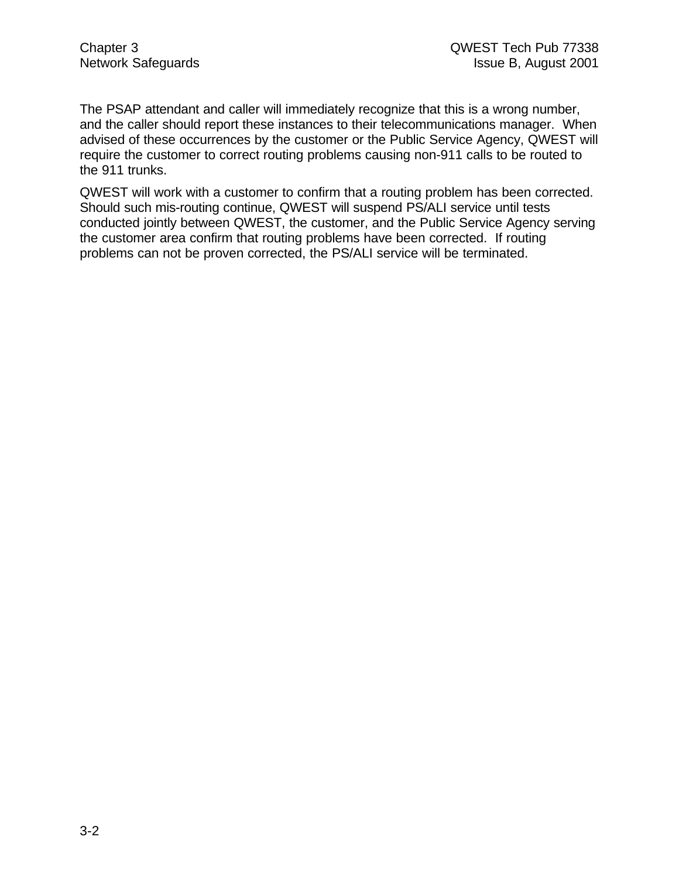The PSAP attendant and caller will immediately recognize that this is a wrong number, and the caller should report these instances to their telecommunications manager. When advised of these occurrences by the customer or the Public Service Agency, QWEST will require the customer to correct routing problems causing non-911 calls to be routed to the 911 trunks.

QWEST will work with a customer to confirm that a routing problem has been corrected. Should such mis-routing continue, QWEST will suspend PS/ALI service until tests conducted jointly between QWEST, the customer, and the Public Service Agency serving the customer area confirm that routing problems have been corrected. If routing problems can not be proven corrected, the PS/ALI service will be terminated.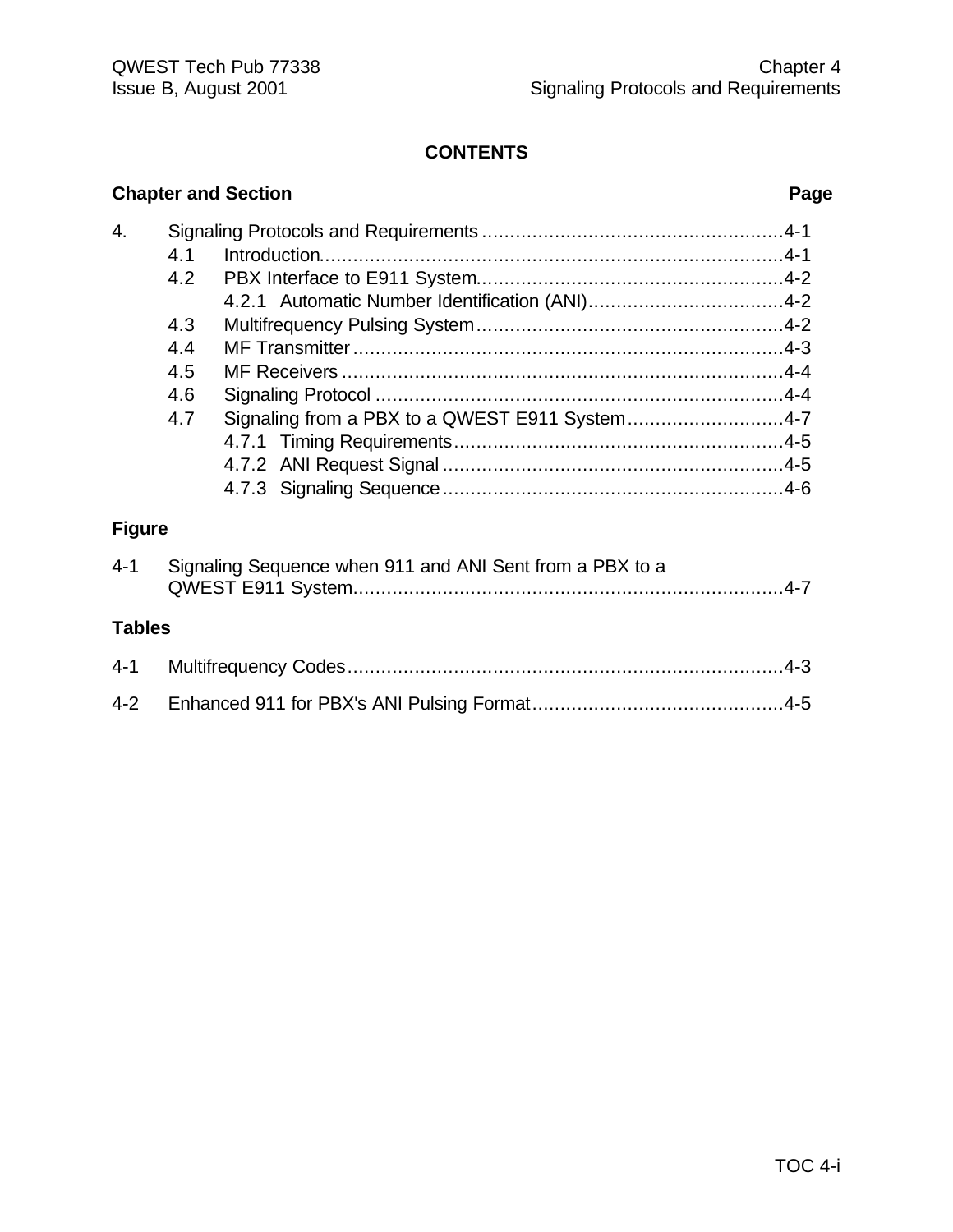## CONTENTS

**Chapter and Section** **Page**

4. Signaling Protocols and Requirements ....................................................4-1
   - 4.1 Introduction..................................................................................4-1
   - 4.2 PBX Interface to E911 System......................................................4-2
     - 4.2.1 Automatic Number Identification (ANI)..................................4-2
   - 4.3 Multifrequency Pulsing System......................................................4-2
   - 4.4 MF Transmitter............................................................................4-3
   - 4.5 MF Receivers ..............................................................................4-4
   - 4.6 Signaling Protocol ........................................................................4-4
   - 4.7 Signaling from a PBX to a QWEST E911 System............................4-7
     - 4.7.1 Timing Requirements..........................................................4-5
     - 4.7.2 ANI Request Signal ............................................................4-5
     - 4.7.3 Signaling Sequence............................................................4-6

**Figure**

4-1 Signaling Sequence when 911 and ANI Sent from a PBX to a QWEST E911 System............................................................................4-7

**Tables**

4-1 Multifrequency Codes.............................................................................4-3

4-2 Enhanced 911 for PBX's ANI Pulsing Format............................................4-5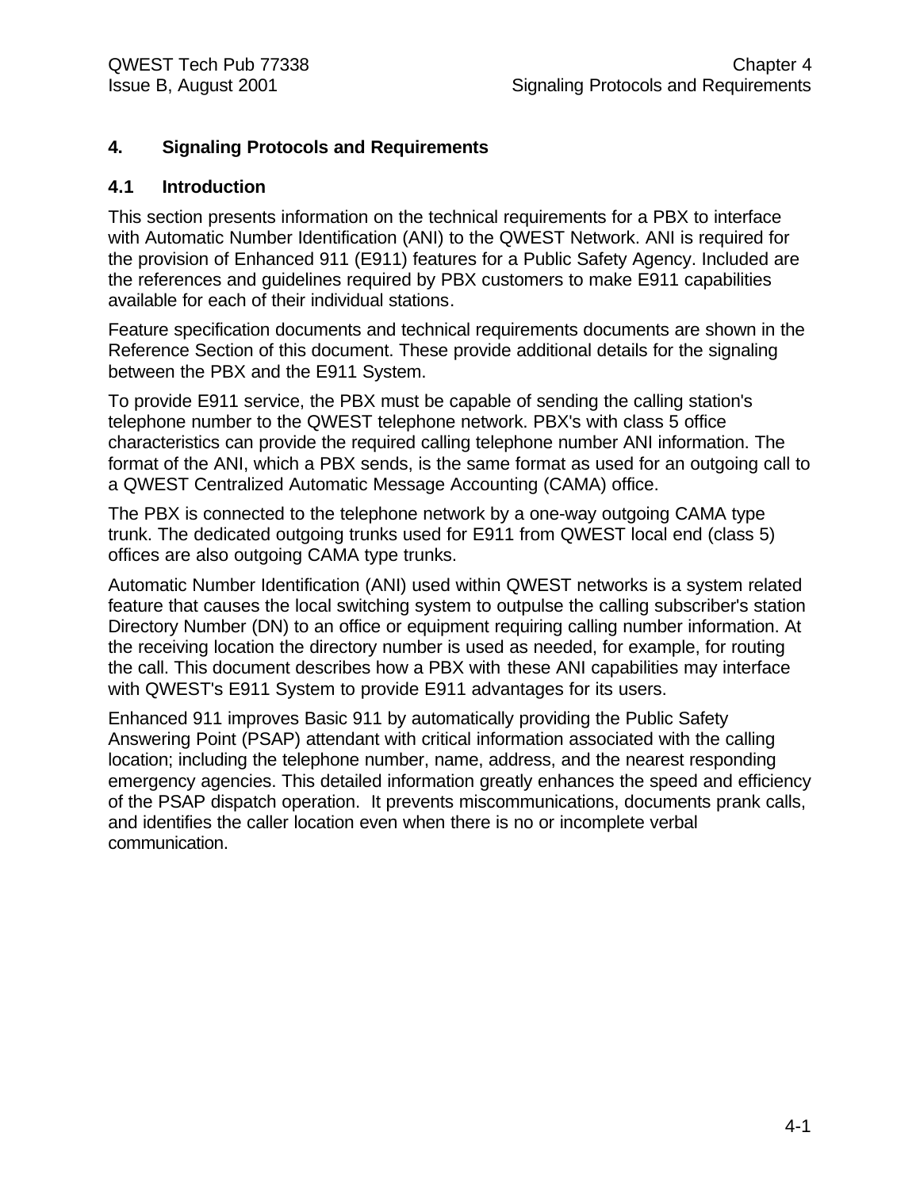# 4. Signaling Protocols and Requirements

## 4.1 Introduction

This section presents information on the technical requirements for a PBX to interface with Automatic Number Identification (ANI) to the QWEST Network. ANI is required for the provision of Enhanced 911 (E911) features for a Public Safety Agency. Included are the references and guidelines required by PBX customers to make E911 capabilities available for each of their individual stations.

Feature specification documents and technical requirements documents are shown in the Reference Section of this document. These provide additional details for the signaling between the PBX and the E911 System.

To provide E911 service, the PBX must be capable of sending the calling station's telephone number to the QWEST telephone network. PBX's with class 5 office characteristics can provide the required calling telephone number ANI information. The format of the ANI, which a PBX sends, is the same format as used for an outgoing call to a QWEST Centralized Automatic Message Accounting (CAMA) office.

The PBX is connected to the telephone network by a one-way outgoing CAMA type trunk. The dedicated outgoing trunks used for E911 from QWEST local end (class 5) offices are also outgoing CAMA type trunks.

Automatic Number Identification (ANI) used within QWEST networks is a system related feature that causes the local switching system to outpulse the calling subscriber's station Directory Number (DN) to an office or equipment requiring calling number information. At the receiving location the directory number is used as needed, for example, for routing the call. This document describes how a PBX with these ANI capabilities may interface with QWEST's E911 System to provide E911 advantages for its users.

Enhanced 911 improves Basic 911 by automatically providing the Public Safety Answering Point (PSAP) attendant with critical information associated with the calling location; including the telephone number, name, address, and the nearest responding emergency agencies. This detailed information greatly enhances the speed and efficiency of the PSAP dispatch operation. It prevents miscommunications, documents prank calls, and identifies the caller location even when there is no or incomplete verbal communication.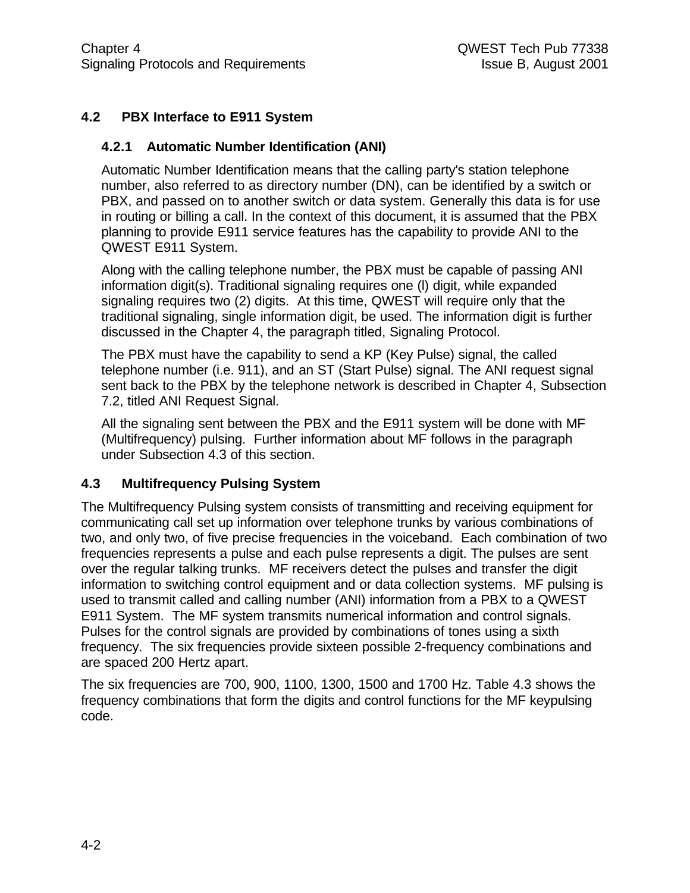## 4.2 PBX Interface to E911 System

### 4.2.1 Automatic Number Identification (ANI)

Automatic Number Identification means that the calling party's station telephone number, also referred to as directory number (DN), can be identified by a switch or PBX, and passed on to another switch or data system. Generally this data is for use in routing or billing a call. In the context of this document, it is assumed that the PBX planning to provide E911 service features has the capability to provide ANI to the QWEST E911 System.

Along with the calling telephone number, the PBX must be capable of passing ANI information digit(s). Traditional signaling requires one (l) digit, while expanded signaling requires two (2) digits. At this time, QWEST will require only that the traditional signaling, single information digit, be used. The information digit is further discussed in the Chapter 4, the paragraph titled, Signaling Protocol.

The PBX must have the capability to send a KP (Key Pulse) signal, the called telephone number (i.e. 911), and an ST (Start Pulse) signal. The ANI request signal sent back to the PBX by the telephone network is described in Chapter 4, Subsection 7.2, titled ANI Request Signal.

All the signaling sent between the PBX and the E911 system will be done with MF (Multifrequency) pulsing. Further information about MF follows in the paragraph under Subsection 4.3 of this section.

## 4.3 Multifrequency Pulsing System

The Multifrequency Pulsing system consists of transmitting and receiving equipment for communicating call set up information over telephone trunks by various combinations of two, and only two, of five precise frequencies in the voiceband. Each combination of two frequencies represents a pulse and each pulse represents a digit. The pulses are sent over the regular talking trunks. MF receivers detect the pulses and transfer the digit information to switching control equipment and or data collection systems. MF pulsing is used to transmit called and calling number (ANI) information from a PBX to a QWEST E911 System. The MF system transmits numerical information and control signals. Pulses for the control signals are provided by combinations of tones using a sixth frequency. The six frequencies provide sixteen possible 2-frequency combinations and are spaced 200 Hertz apart.

The six frequencies are 700, 900, 1100, 1300, 1500 and 1700 Hz. Table 4.3 shows the frequency combinations that form the digits and control functions for the MF keypulsing code.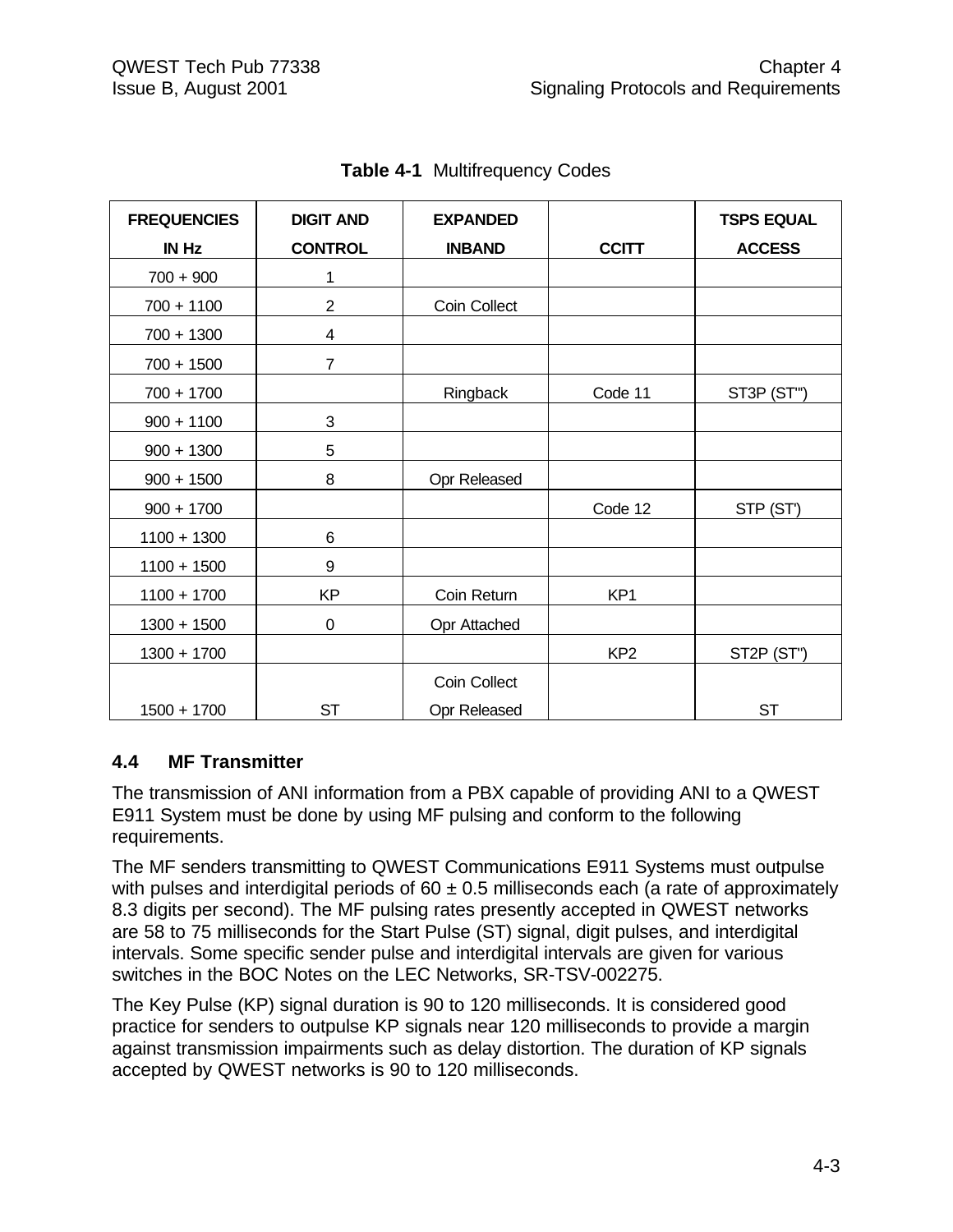**Table 4-1** Multifrequency Codes

| FREQUENCIES IN Hz | DIGIT AND CONTROL | EXPANDED INBAND | CCITT | TSPS EQUAL ACCESS |
|---|---|---|---|---|
| 700 + 900 | 1 | | | |
| 700 + 1100 | 2 | Coin Collect | | |
| 700 + 1300 | 4 | | | |
| 700 + 1500 | 7 | | | |
| 700 + 1700 | | Ringback | Code 11 | ST3P (ST''') |
| 900 + 1100 | 3 | | | |
| 900 + 1300 | 5 | | | |
| 900 + 1500 | 8 | Opr Released | | |
| 900 + 1700 | | | Code 12 | STP (ST') |
| 1100 + 1300 | 6 | | | |
| 1100 + 1500 | 9 | | | |
| 1100 + 1700 | KP | Coin Return | KP1 | |
| 1300 + 1500 | 0 | Opr Attached | | |
| 1300 + 1700 | | | KP2 | ST2P (ST'') |
| 1500 + 1700 | ST | Coin Collect Opr Released | | ST |

### 4.4 MF Transmitter

The transmission of ANI information from a PBX capable of providing ANI to a QWEST E911 System must be done by using MF pulsing and conform to the following requirements.

The MF senders transmitting to QWEST Communications E911 Systems must outpulse with pulses and interdigital periods of 60 ± 0.5 milliseconds each (a rate of approximately 8.3 digits per second). The MF pulsing rates presently accepted in QWEST networks are 58 to 75 milliseconds for the Start Pulse (ST) signal, digit pulses, and interdigital intervals. Some specific sender pulse and interdigital intervals are given for various switches in the BOC Notes on the LEC Networks, SR-TSV-002275.

The Key Pulse (KP) signal duration is 90 to 120 milliseconds. It is considered good practice for senders to outpulse KP signals near 120 milliseconds to provide a margin against transmission impairments such as delay distortion. The duration of KP signals accepted by QWEST networks is 90 to 120 milliseconds.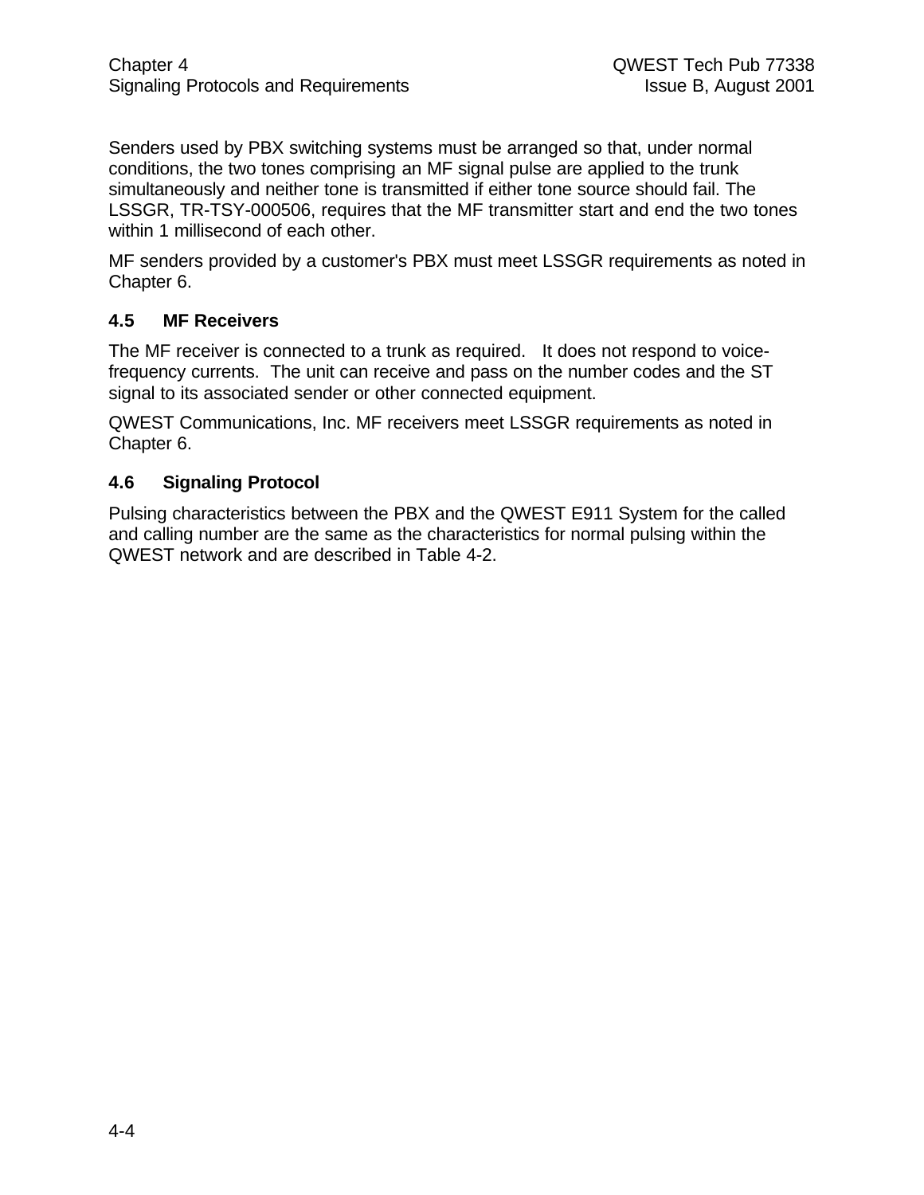Senders used by PBX switching systems must be arranged so that, under normal conditions, the two tones comprising an MF signal pulse are applied to the trunk simultaneously and neither tone is transmitted if either tone source should fail. The LSSGR, TR-TSY-000506, requires that the MF transmitter start and end the two tones within 1 millisecond of each other.

MF senders provided by a customer's PBX must meet LSSGR requirements as noted in Chapter 6.

## 4.5 MF Receivers

The MF receiver is connected to a trunk as required. It does not respond to voice-frequency currents. The unit can receive and pass on the number codes and the ST signal to its associated sender or other connected equipment.

QWEST Communications, Inc. MF receivers meet LSSGR requirements as noted in Chapter 6.

## 4.6 Signaling Protocol

Pulsing characteristics between the PBX and the QWEST E911 System for the called and calling number are the same as the characteristics for normal pulsing within the QWEST network and are described in Table 4-2.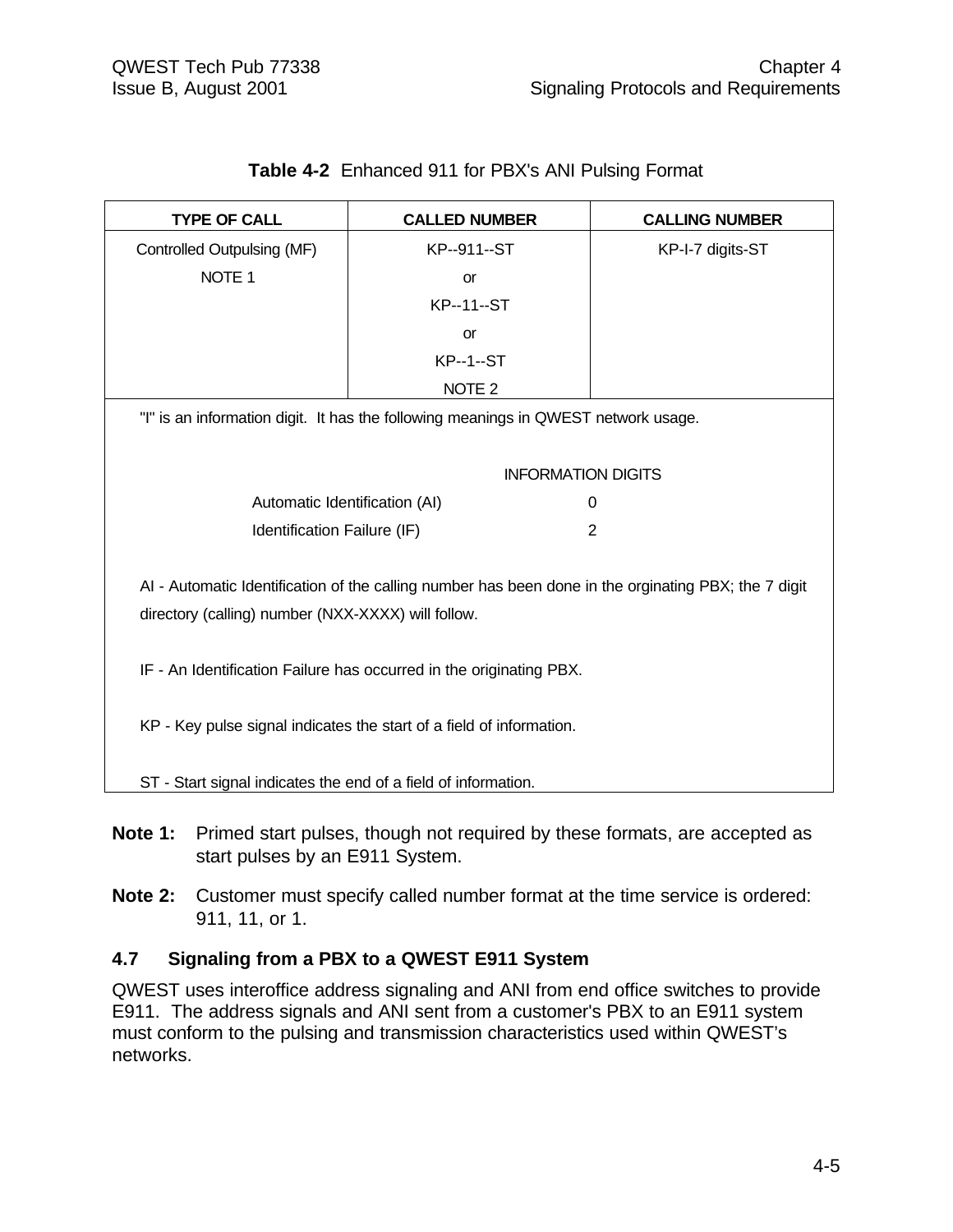**Table 4-2** Enhanced 911 for PBX's ANI Pulsing Format

| TYPE OF CALL | CALLED NUMBER | CALLING NUMBER |
|---|---|---|
| Controlled Outpulsing (MF)<br>NOTE 1 | KP--911--ST<br>or<br>KP--11--ST<br>or<br>KP--1--ST<br>NOTE 2 | KP-I-7 digits-ST |

"I" is an information digit. It has the following meanings in QWEST network usage.

| | INFORMATION DIGITS |
|---|---|
| Automatic Identification (AI) | 0 |
| Identification Failure (IF) | 2 |

AI - Automatic Identification of the calling number has been done in the orginating PBX; the 7 digit directory (calling) number (NXX-XXXX) will follow.

IF - An Identification Failure has occurred in the originating PBX.

KP - Key pulse signal indicates the start of a field of information.

ST - Start signal indicates the end of a field of information.

**Note 1:** Primed start pulses, though not required by these formats, are accepted as start pulses by an E911 System.

**Note 2:** Customer must specify called number format at the time service is ordered: 911, 11, or 1.

## 4.7 Signaling from a PBX to a QWEST E911 System

QWEST uses interoffice address signaling and ANI from end office switches to provide E911. The address signals and ANI sent from a customer's PBX to an E911 system must conform to the pulsing and transmission characteristics used within QWEST's networks.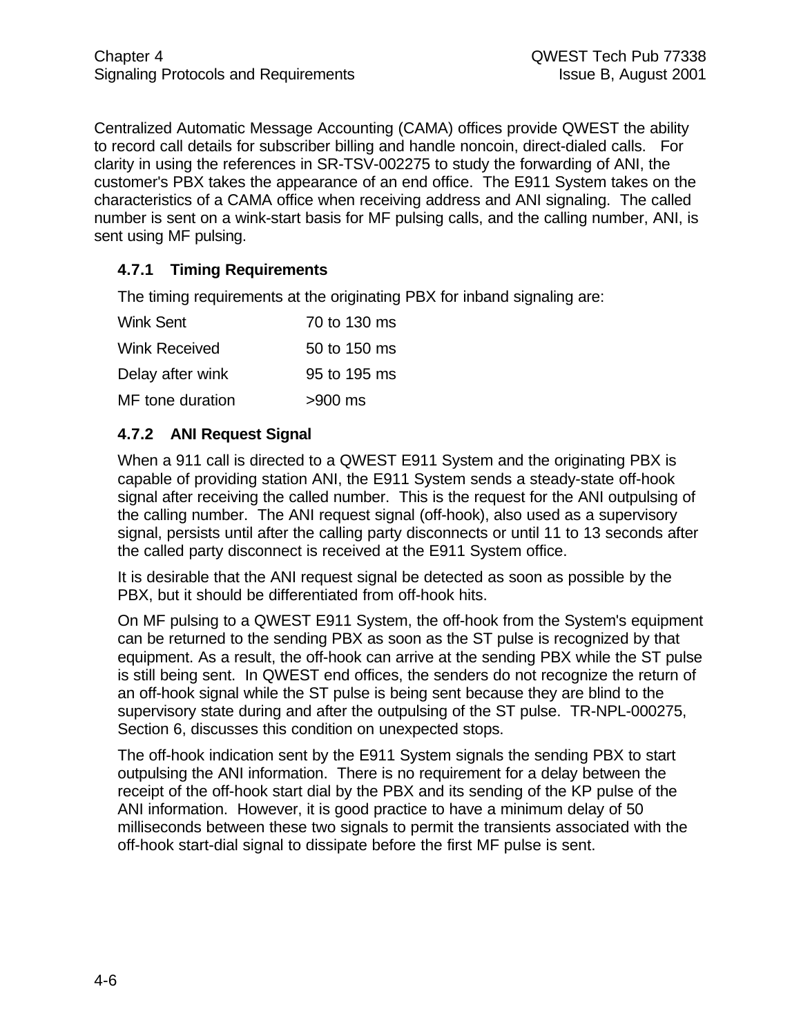Centralized Automatic Message Accounting (CAMA) offices provide QWEST the ability to record call details for subscriber billing and handle noncoin, direct-dialed calls. For clarity in using the references in SR-TSV-002275 to study the forwarding of ANI, the customer's PBX takes the appearance of an end office. The E911 System takes on the characteristics of a CAMA office when receiving address and ANI signaling. The called number is sent on a wink-start basis for MF pulsing calls, and the calling number, ANI, is sent using MF pulsing.

### 4.7.1 Timing Requirements

The timing requirements at the originating PBX for inband signaling are:

| | |
|---|---|
| Wink Sent | 70 to 130 ms |
| Wink Received | 50 to 150 ms |
| Delay after wink | 95 to 195 ms |
| MF tone duration | >900 ms |

### 4.7.2 ANI Request Signal

When a 911 call is directed to a QWEST E911 System and the originating PBX is capable of providing station ANI, the E911 System sends a steady-state off-hook signal after receiving the called number. This is the request for the ANI outpulsing of the calling number. The ANI request signal (off-hook), also used as a supervisory signal, persists until after the calling party disconnects or until 11 to 13 seconds after the called party disconnect is received at the E911 System office.

It is desirable that the ANI request signal be detected as soon as possible by the PBX, but it should be differentiated from off-hook hits.

On MF pulsing to a QWEST E911 System, the off-hook from the System's equipment can be returned to the sending PBX as soon as the ST pulse is recognized by that equipment. As a result, the off-hook can arrive at the sending PBX while the ST pulse is still being sent. In QWEST end offices, the senders do not recognize the return of an off-hook signal while the ST pulse is being sent because they are blind to the supervisory state during and after the outpulsing of the ST pulse. TR-NPL-000275, Section 6, discusses this condition on unexpected stops.

The off-hook indication sent by the E911 System signals the sending PBX to start outpulsing the ANI information. There is no requirement for a delay between the receipt of the off-hook start dial by the PBX and its sending of the KP pulse of the ANI information. However, it is good practice to have a minimum delay of 50 milliseconds between these two signals to permit the transients associated with the off-hook start-dial signal to dissipate before the first MF pulse is sent.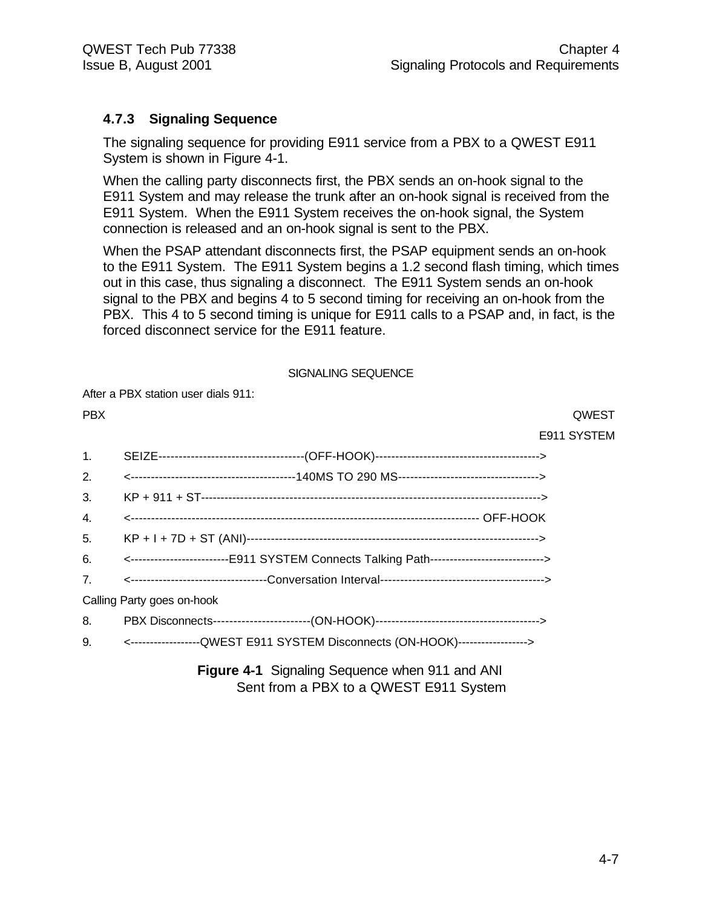### 4.7.3 Signaling Sequence

The signaling sequence for providing E911 service from a PBX to a QWEST E911 System is shown in Figure 4-1.

When the calling party disconnects first, the PBX sends an on-hook signal to the E911 System and may release the trunk after an on-hook signal is received from the E911 System. When the E911 System receives the on-hook signal, the System connection is released and an on-hook signal is sent to the PBX.

When the PSAP attendant disconnects first, the PSAP equipment sends an on-hook to the E911 System. The E911 System begins a 1.2 second flash timing, which times out in this case, thus signaling a disconnect. The E911 System sends an on-hook signal to the PBX and begins 4 to 5 second timing for receiving an on-hook from the PBX. This 4 to 5 second timing is unique for E911 calls to a PSAP and, in fact, is the forced disconnect service for the E911 feature.

```
                              SIGNALING SEQUENCE

After a PBX station user dials 911:

PBX                                                                    QWEST
                                                                 E911 SYSTEM

1.   SEIZE------------------------------------(OFF-HOOK)----------------------------------------->
2.   <----------------------------------------140MS TO 290 MS---------------------------------->
3.   KP + 911 + ST---------------------------------------------------------------------------------->
4.   <------------------------------------------------------------------------------------- OFF-HOOK
5.   KP + I + 7D + ST (ANI)------------------------------------------------------------------------>
6.   <-------------------------E911 SYSTEM Connects Talking Path----------------------------->
7.   <---------------------------------Conversation Interval---------------------------------------->

Calling Party goes on-hook

8.   PBX Disconnects------------------------(ON-HOOK)----------------------------------------->
9.   <------------------QWEST E911 SYSTEM Disconnects (ON-HOOK)----------------->
```

**Figure 4-1** Signaling Sequence when 911 and ANI Sent from a PBX to a QWEST E911 System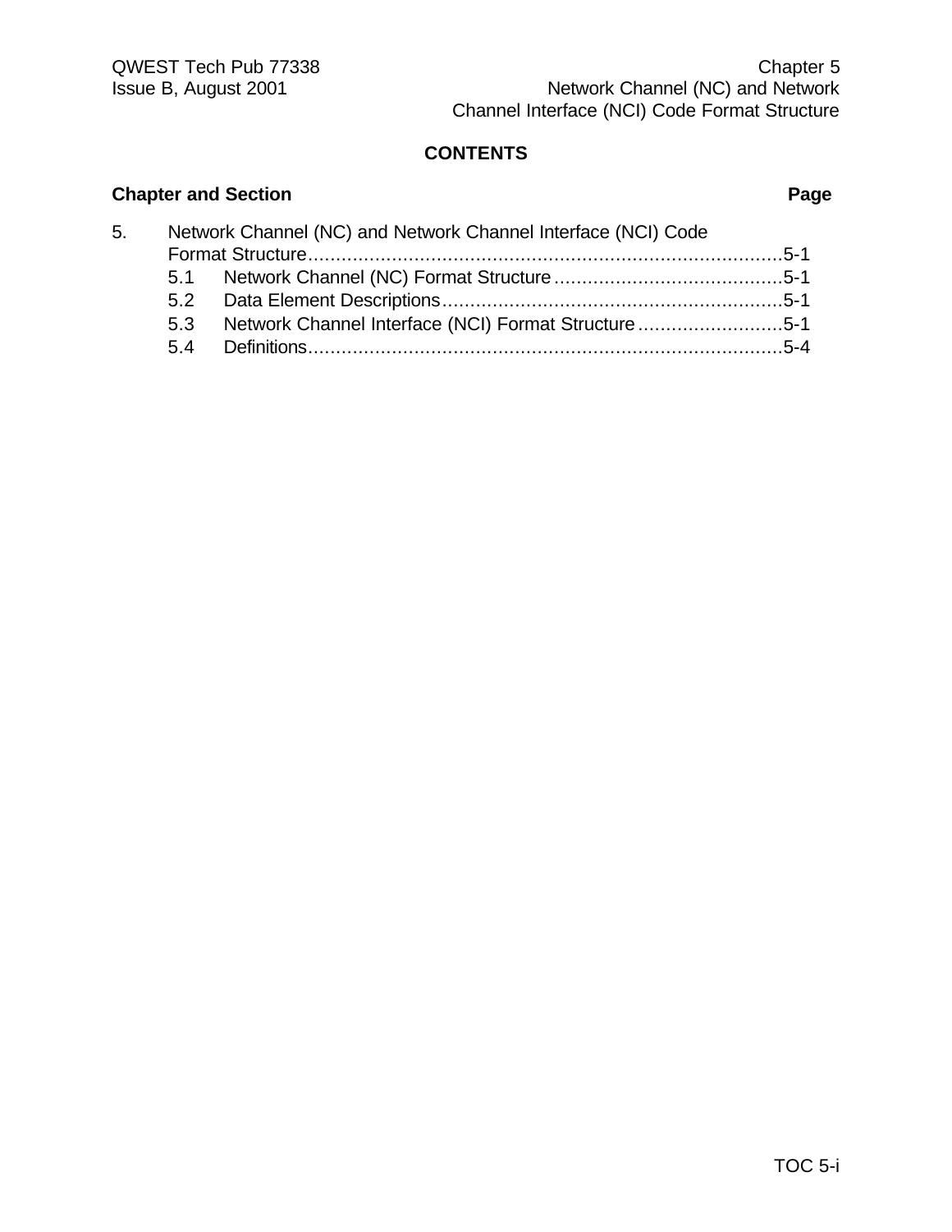## CONTENTS

**Chapter and Section** **Page**

5. Network Channel (NC) and Network Channel Interface (NCI) Code Format Structure....................................................................................5-1
   - 5.1 Network Channel (NC) Format Structure........................................5-1
   - 5.2 Data Element Descriptions............................................................5-1
   - 5.3 Network Channel Interface (NCI) Format Structure..........................5-1
   - 5.4 Definitions....................................................................................5-4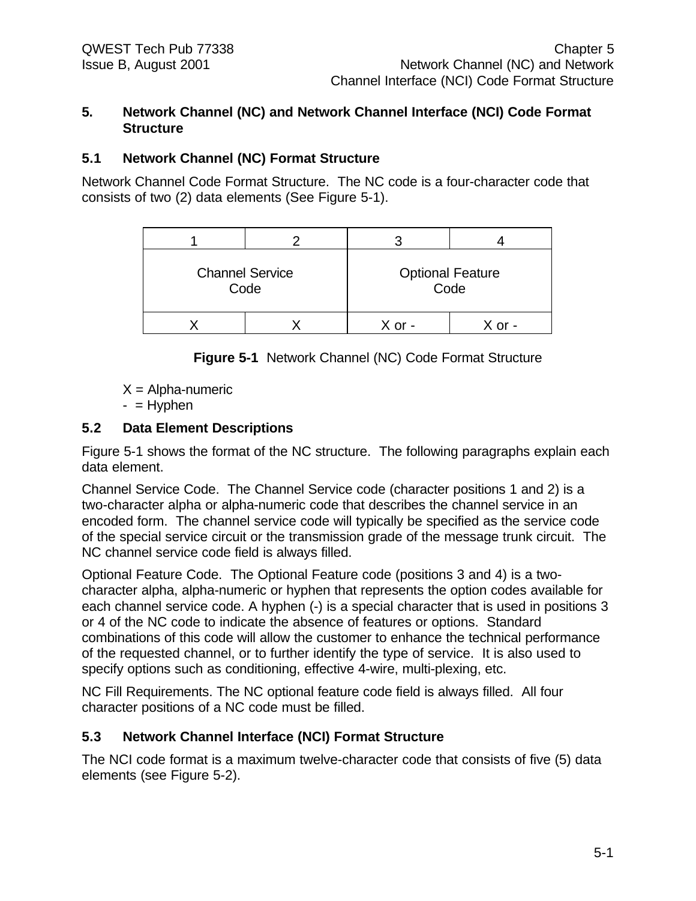# 5. Network Channel (NC) and Network Channel Interface (NCI) Code Format Structure

## 5.1 Network Channel (NC) Format Structure

Network Channel Code Format Structure. The NC code is a four-character code that consists of two (2) data elements (See Figure 5-1).

| 1 | 2 | 3 | 4 |
|---|---|---|---|
| Channel Service Code | | Optional Feature Code | |
| X | X | X or - | X or - |

**Figure 5-1** Network Channel (NC) Code Format Structure

X = Alpha-numeric
- = Hyphen

## 5.2 Data Element Descriptions

Figure 5-1 shows the format of the NC structure. The following paragraphs explain each data element.

Channel Service Code. The Channel Service code (character positions 1 and 2) is a two-character alpha or alpha-numeric code that describes the channel service in an encoded form. The channel service code will typically be specified as the service code of the special service circuit or the transmission grade of the message trunk circuit. The NC channel service code field is always filled.

Optional Feature Code. The Optional Feature code (positions 3 and 4) is a two-character alpha, alpha-numeric or hyphen that represents the option codes available for each channel service code. A hyphen (-) is a special character that is used in positions 3 or 4 of the NC code to indicate the absence of features or options. Standard combinations of this code will allow the customer to enhance the technical performance of the requested channel, or to further identify the type of service. It is also used to specify options such as conditioning, effective 4-wire, multi-plexing, etc.

NC Fill Requirements. The NC optional feature code field is always filled. All four character positions of a NC code must be filled.

## 5.3 Network Channel Interface (NCI) Format Structure

The NCI code format is a maximum twelve-character code that consists of five (5) data elements (see Figure 5-2).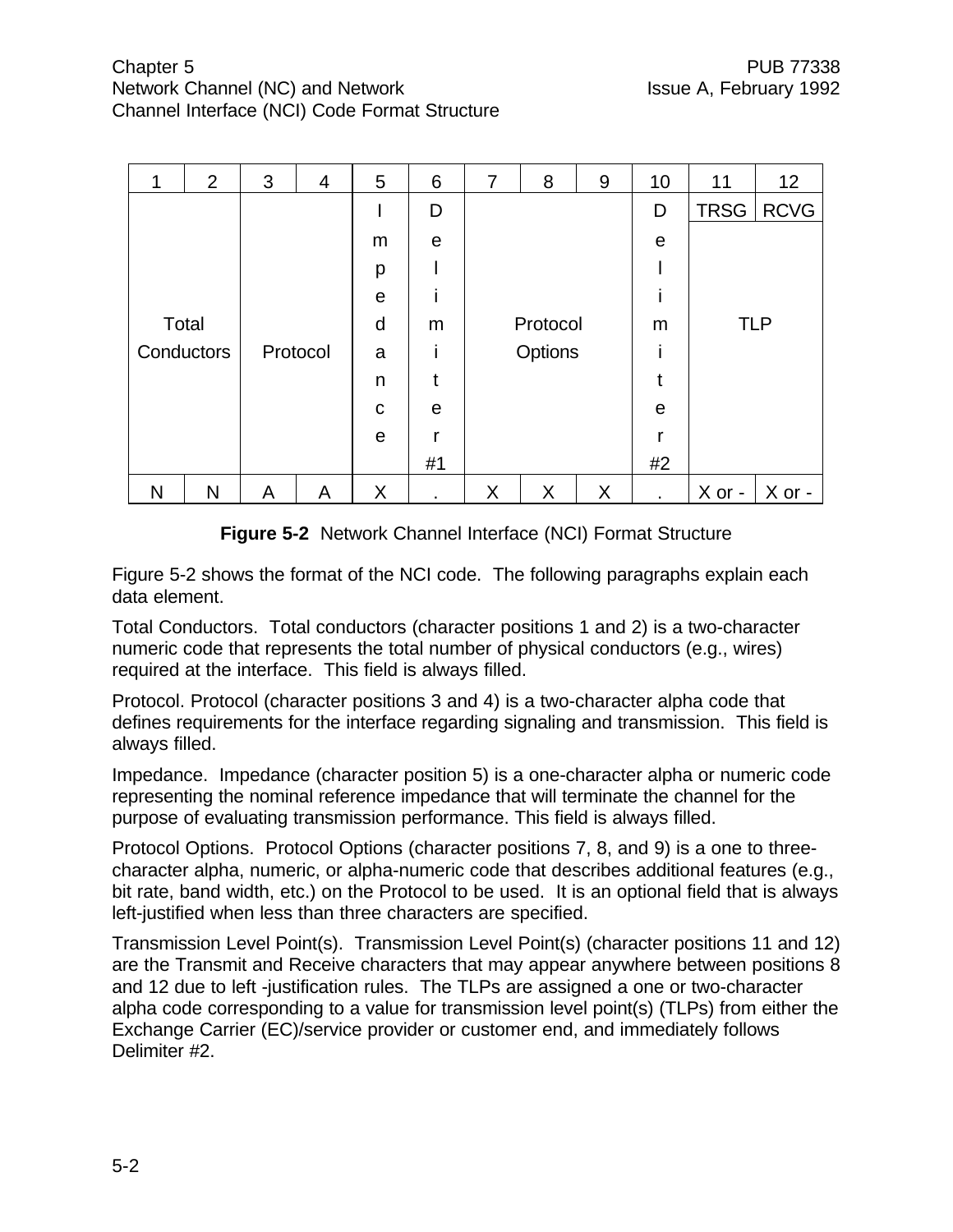| 1 | 2 | 3 | 4 | 5 | 6 | 7 | 8 | 9 | 10 | 11 | 12 |
|---|---|---|---|---|---|---|---|---|---|---|---|
| Total Conductors | | Protocol | | Impedance | Delimiter #1 | Protocol Options | | | Delimiter #2 | TRSG | RCVG |
| | | | | | | | | | | TLP | |
| N | N | A | A | X | . | X | X | X | . | X or - | X or - |

**Figure 5-2** Network Channel Interface (NCI) Format Structure

Figure 5-2 shows the format of the NCI code. The following paragraphs explain each data element.

Total Conductors. Total conductors (character positions 1 and 2) is a two-character numeric code that represents the total number of physical conductors (e.g., wires) required at the interface. This field is always filled.

Protocol. Protocol (character positions 3 and 4) is a two-character alpha code that defines requirements for the interface regarding signaling and transmission. This field is always filled.

Impedance. Impedance (character position 5) is a one-character alpha or numeric code representing the nominal reference impedance that will terminate the channel for the purpose of evaluating transmission performance. This field is always filled.

Protocol Options. Protocol Options (character positions 7, 8, and 9) is a one to three-character alpha, numeric, or alpha-numeric code that describes additional features (e.g., bit rate, band width, etc.) on the Protocol to be used. It is an optional field that is always left-justified when less than three characters are specified.

Transmission Level Point(s). Transmission Level Point(s) (character positions 11 and 12) are the Transmit and Receive characters that may appear anywhere between positions 8 and 12 due to left -justification rules. The TLPs are assigned a one or two-character alpha code corresponding to a value for transmission level point(s) (TLPs) from either the Exchange Carrier (EC)/service provider or customer end, and immediately follows Delimiter #2.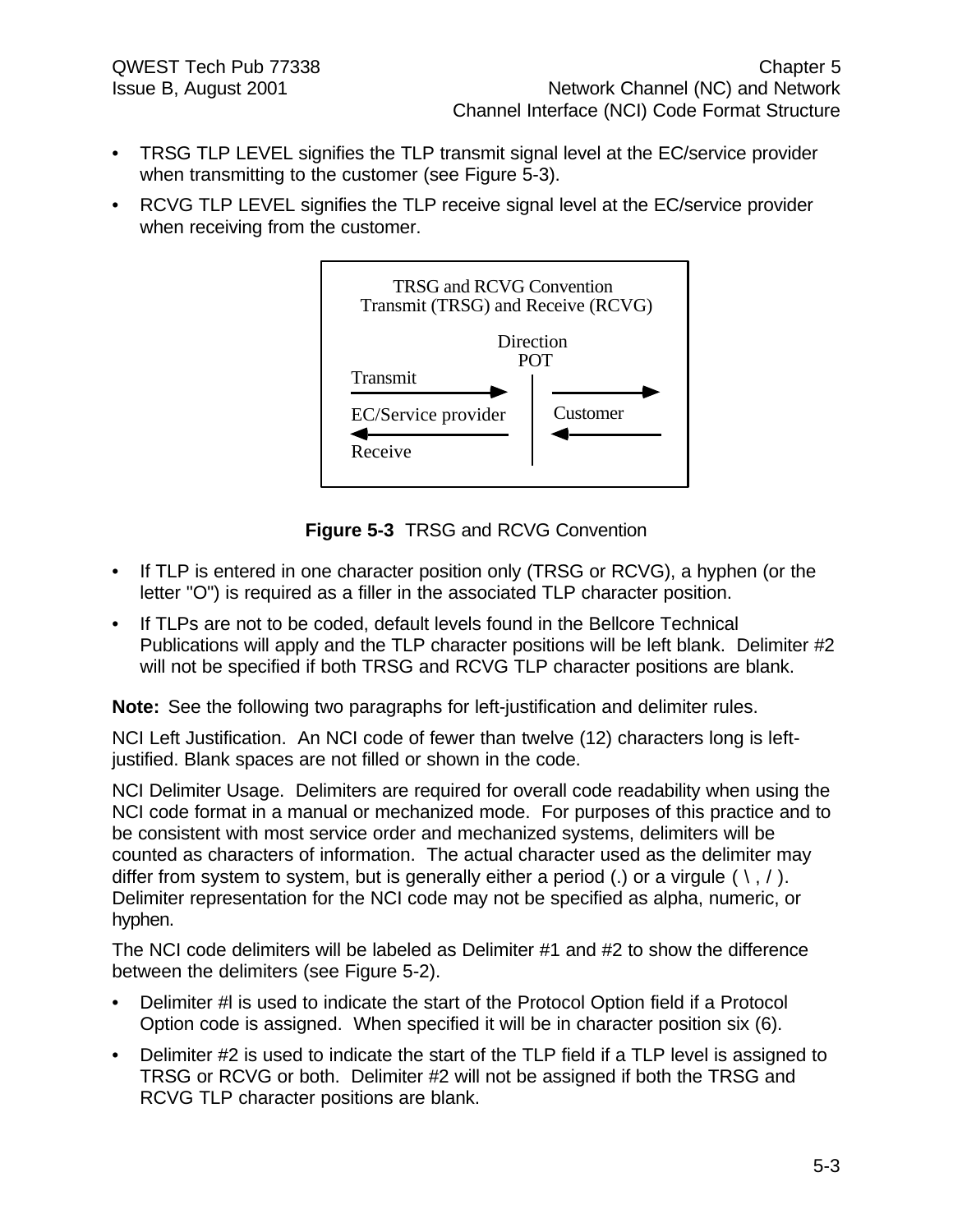- TRSG TLP LEVEL signifies the TLP transmit signal level at the EC/service provider when transmitting to the customer (see Figure 5-3).
- RCVG TLP LEVEL signifies the TLP receive signal level at the EC/service provider when receiving from the customer.

TRSG and RCVG Convention
Transmit (TRSG) and Receive (RCVG)

Direction
POT

Transmit

EC/Service provider | Customer

Receive

**Figure 5-3** TRSG and RCVG Convention

- If TLP is entered in one character position only (TRSG or RCVG), a hyphen (or the letter "O") is required as a filler in the associated TLP character position.
- If TLPs are not to be coded, default levels found in the Bellcore Technical Publications will apply and the TLP character positions will be left blank. Delimiter #2 will not be specified if both TRSG and RCVG TLP character positions are blank.

**Note:** See the following two paragraphs for left-justification and delimiter rules.

NCI Left Justification. An NCI code of fewer than twelve (12) characters long is left-justified. Blank spaces are not filled or shown in the code.

NCI Delimiter Usage. Delimiters are required for overall code readability when using the NCI code format in a manual or mechanized mode. For purposes of this practice and to be consistent with most service order and mechanized systems, delimiters will be counted as characters of information. The actual character used as the delimiter may differ from system to system, but is generally either a period (.) or a virgule ( \ , / ). Delimiter representation for the NCI code may not be specified as alpha, numeric, or hyphen.

The NCI code delimiters will be labeled as Delimiter #1 and #2 to show the difference between the delimiters (see Figure 5-2).

- Delimiter #l is used to indicate the start of the Protocol Option field if a Protocol Option code is assigned. When specified it will be in character position six (6).
- Delimiter #2 is used to indicate the start of the TLP field if a TLP level is assigned to TRSG or RCVG or both. Delimiter #2 will not be assigned if both the TRSG and RCVG TLP character positions are blank.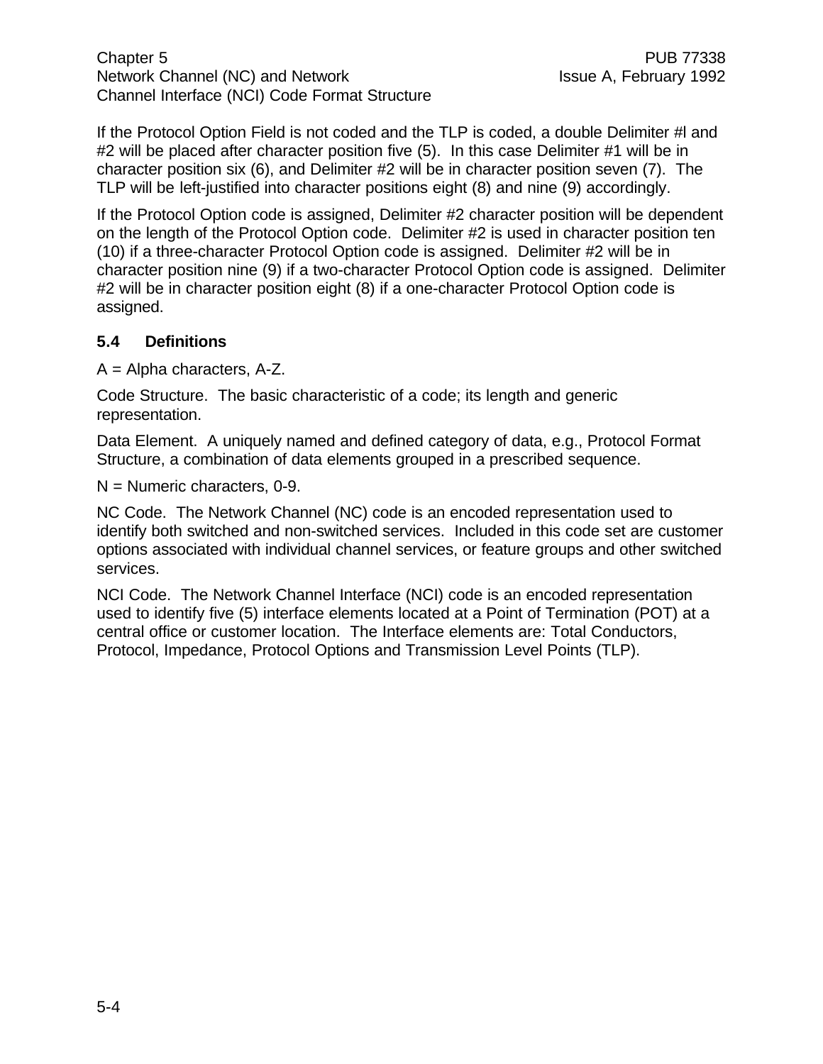If the Protocol Option Field is not coded and the TLP is coded, a double Delimiter #l and #2 will be placed after character position five (5). In this case Delimiter #1 will be in character position six (6), and Delimiter #2 will be in character position seven (7). The TLP will be left-justified into character positions eight (8) and nine (9) accordingly.

If the Protocol Option code is assigned, Delimiter #2 character position will be dependent on the length of the Protocol Option code. Delimiter #2 is used in character position ten (10) if a three-character Protocol Option code is assigned. Delimiter #2 will be in character position nine (9) if a two-character Protocol Option code is assigned. Delimiter #2 will be in character position eight (8) if a one-character Protocol Option code is assigned.

## 5.4 Definitions

A = Alpha characters, A-Z.

Code Structure. The basic characteristic of a code; its length and generic representation.

Data Element. A uniquely named and defined category of data, e.g., Protocol Format Structure, a combination of data elements grouped in a prescribed sequence.

N = Numeric characters, 0-9.

NC Code. The Network Channel (NC) code is an encoded representation used to identify both switched and non-switched services. Included in this code set are customer options associated with individual channel services, or feature groups and other switched services.

NCI Code. The Network Channel Interface (NCI) code is an encoded representation used to identify five (5) interface elements located at a Point of Termination (POT) at a central office or customer location. The Interface elements are: Total Conductors, Protocol, Impedance, Protocol Options and Transmission Level Points (TLP).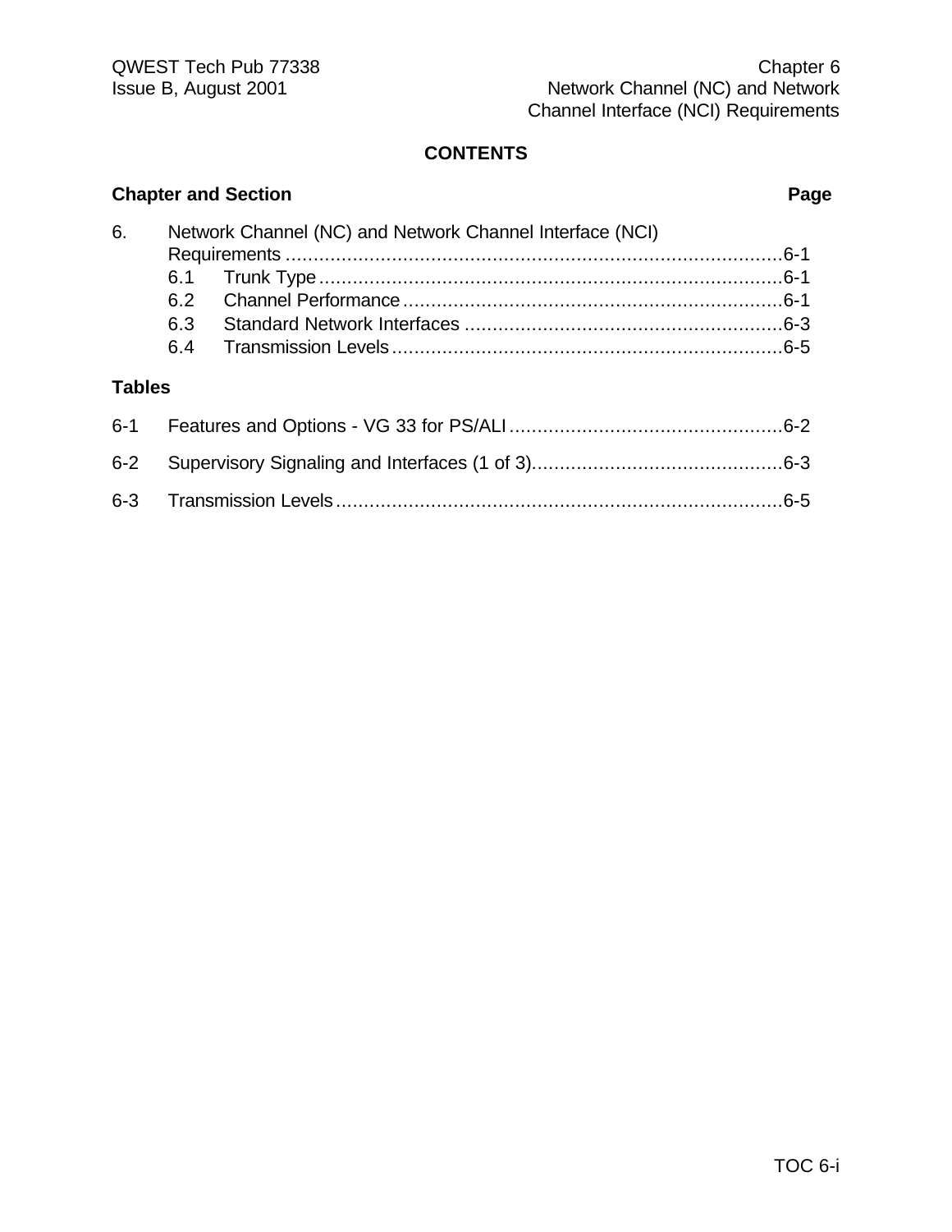**CONTENTS**

**Chapter and Section** **Page**

6. Network Channel (NC) and Network Channel Interface (NCI) Requirements ........................................................................................6-1
   - 6.1 Trunk Type..................................................................................6-1
   - 6.2 Channel Performance...................................................................6-1
   - 6.3 Standard Network Interfaces .........................................................6-3
   - 6.4 Transmission Levels......................................................................6-5

**Tables**

6-1 Features and Options - VG 33 for PS/ALI.................................................6-2

6-2 Supervisory Signaling and Interfaces (1 of 3).............................................6-3

6-3 Transmission Levels.................................................................................6-5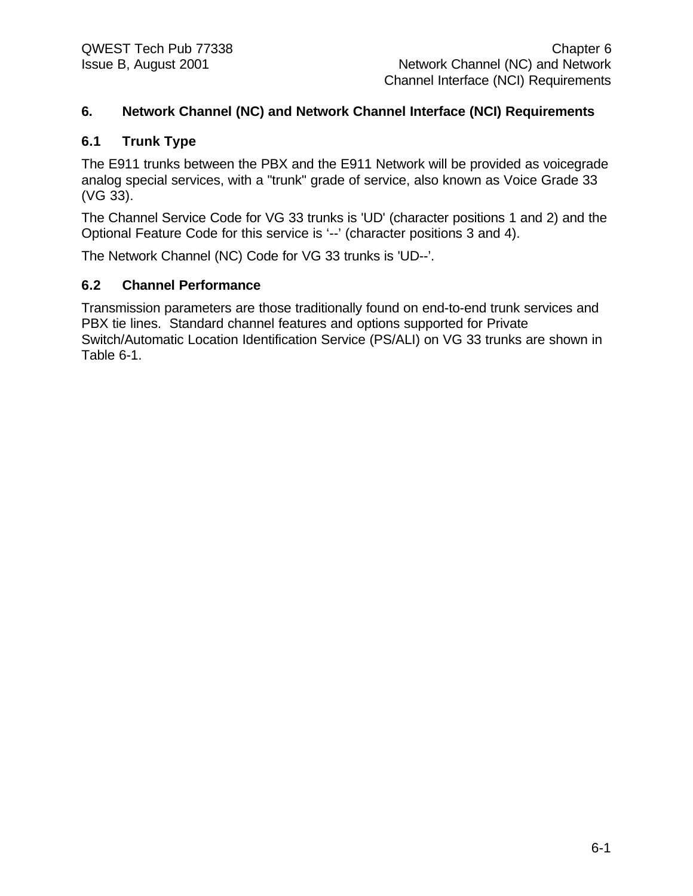# 6. Network Channel (NC) and Network Channel Interface (NCI) Requirements

## 6.1 Trunk Type

The E911 trunks between the PBX and the E911 Network will be provided as voicegrade analog special services, with a "trunk" grade of service, also known as Voice Grade 33 (VG 33).

The Channel Service Code for VG 33 trunks is 'UD' (character positions 1 and 2) and the Optional Feature Code for this service is '--' (character positions 3 and 4).

The Network Channel (NC) Code for VG 33 trunks is 'UD--'.

## 6.2 Channel Performance

Transmission parameters are those traditionally found on end-to-end trunk services and PBX tie lines. Standard channel features and options supported for Private Switch/Automatic Location Identification Service (PS/ALI) on VG 33 trunks are shown in Table 6-1.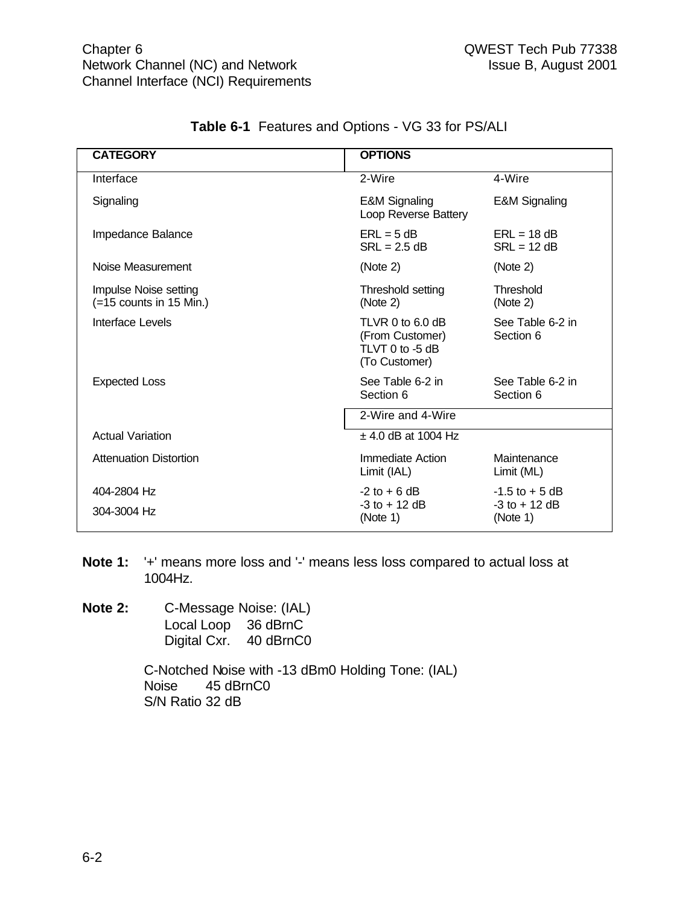**Table 6-1** Features and Options - VG 33 for PS/ALI

| CATEGORY | OPTIONS | |
|---|---|---|
| Interface | 2-Wire | 4-Wire |
| Signaling | E&M Signaling<br>Loop Reverse Battery | E&M Signaling |
| Impedance Balance | ERL = 5 dB<br>SRL = 2.5 dB | ERL = 18 dB<br>SRL = 12 dB |
| Noise Measurement | (Note 2) | (Note 2) |
| Impulse Noise setting<br>(=15 counts in 15 Min.) | Threshold setting<br>(Note 2) | Threshold<br>(Note 2) |
| Interface Levels | TLVR 0 to 6.0 dB<br>(From Customer)<br>TLVT 0 to -5 dB<br>(To Customer) | See Table 6-2 in Section 6 |
| Expected Loss | See Table 6-2 in Section 6 | See Table 6-2 in Section 6 |
| | 2-Wire and 4-Wire | |
| Actual Variation | ± 4.0 dB at 1004 Hz | |
| Attenuation Distortion | Immediate Action Limit (IAL) | Maintenance Limit (ML) |
| 404-2804 Hz | -2 to + 6 dB | -1.5 to + 5 dB |
| 304-3004 Hz | -3 to + 12 dB<br>(Note 1) | -3 to + 12 dB<br>(Note 1) |

**Note 1:** '+' means more loss and '-' means less loss compared to actual loss at 1004Hz.

**Note 2:** C-Message Noise: (IAL)
Local Loop 36 dBrnC
Digital Cxr. 40 dBrnC0

C-Notched Noise with -13 dBm0 Holding Tone: (IAL)
Noise 45 dBrnC0
S/N Ratio 32 dB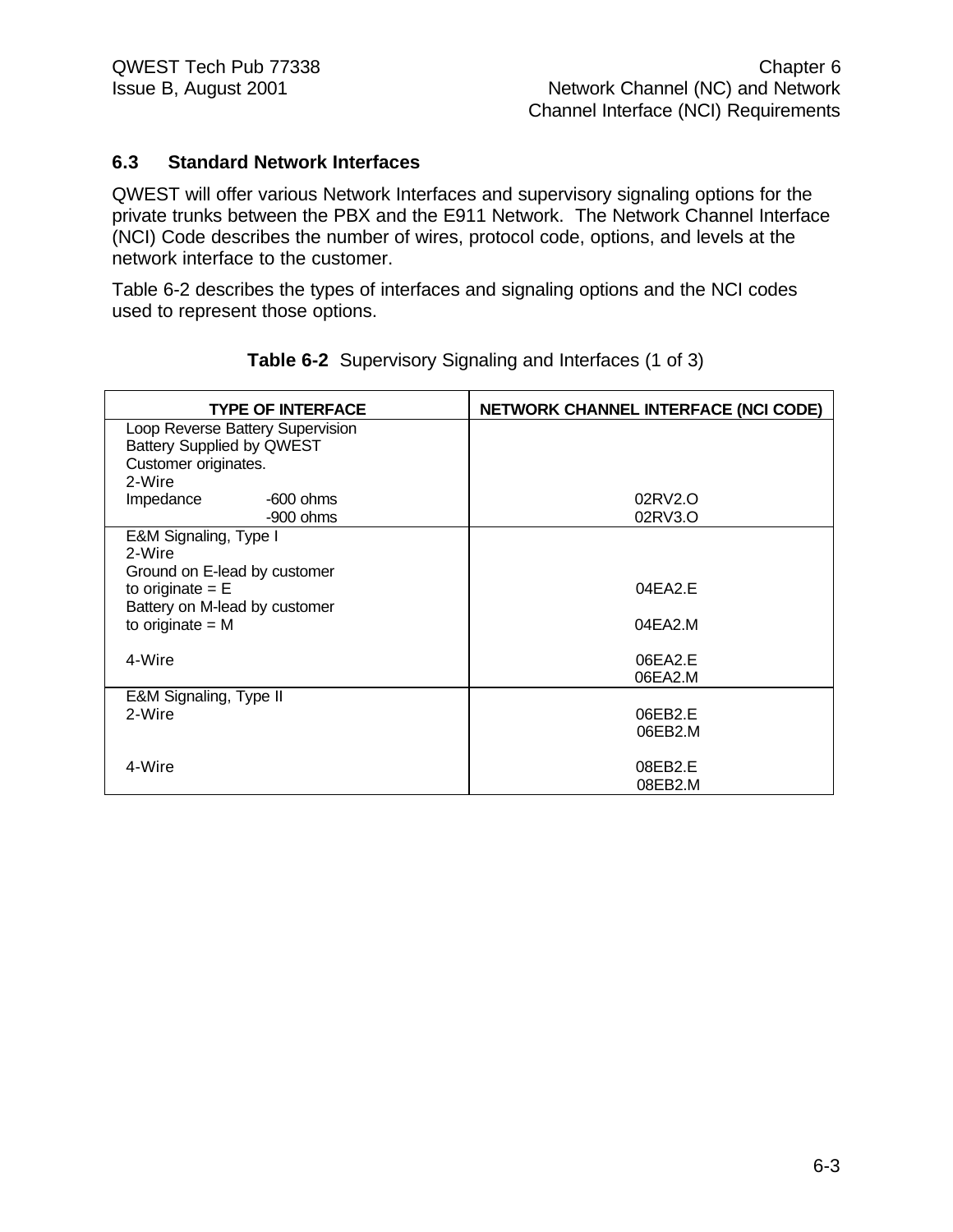### 6.3 Standard Network Interfaces

QWEST will offer various Network Interfaces and supervisory signaling options for the private trunks between the PBX and the E911 Network. The Network Channel Interface (NCI) Code describes the number of wires, protocol code, options, and levels at the network interface to the customer.

Table 6-2 describes the types of interfaces and signaling options and the NCI codes used to represent those options.

**Table 6-2** Supervisory Signaling and Interfaces (1 of 3)

| TYPE OF INTERFACE | NETWORK CHANNEL INTERFACE (NCI CODE) |
|---|---|
| Loop Reverse Battery Supervision<br>Battery Supplied by QWEST<br>Customer originates.<br>2-Wire<br>Impedance -600 ohms<br>-900 ohms | <br><br><br><br>02RV2.O<br>02RV3.O |
| E&M Signaling, Type I<br>2-Wire<br>Ground on E-lead by customer<br>to originate = E<br>Battery on M-lead by customer<br>to originate = M<br><br>4-Wire | <br><br><br>04EA2.E<br><br>04EA2.M<br><br>06EA2.E<br>06EA2.M |
| E&M Signaling, Type II<br>2-Wire<br><br><br>4-Wire | <br>06EB2.E<br>06EB2.M<br><br>08EB2.E<br>08EB2.M |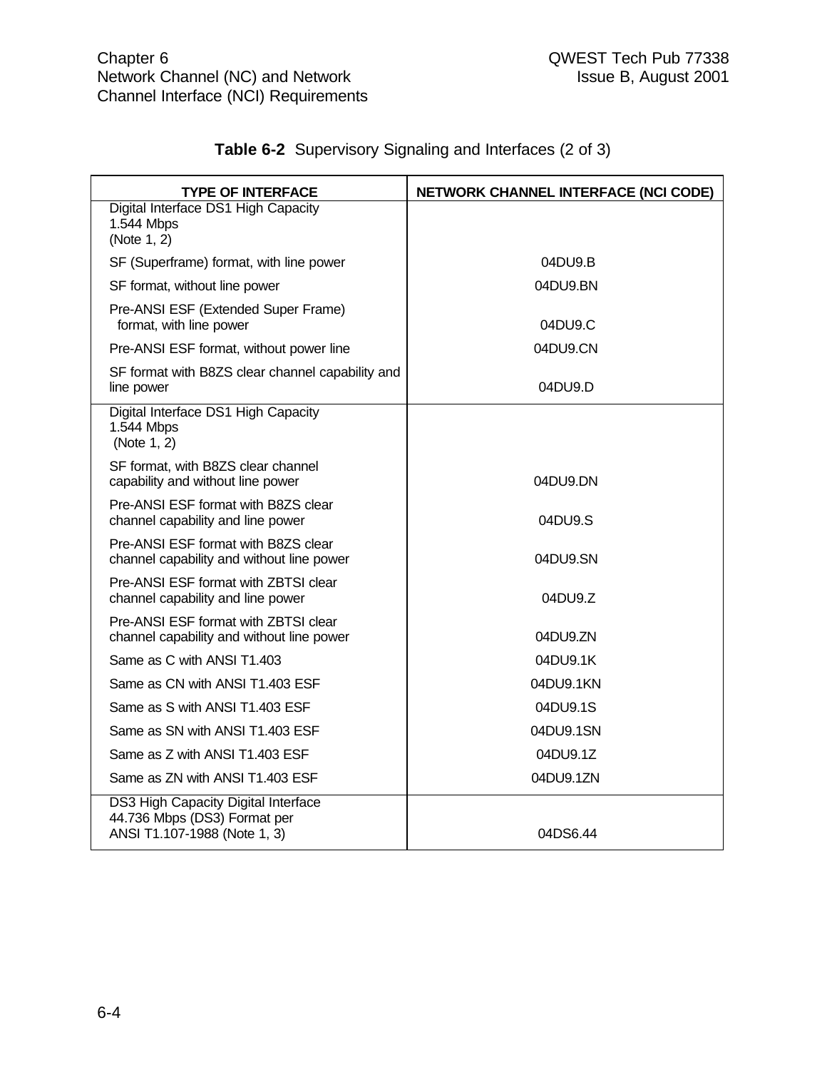**Table 6-2** Supervisory Signaling and Interfaces (2 of 3)

| TYPE OF INTERFACE | NETWORK CHANNEL INTERFACE (NCI CODE) |
|---|---|
| Digital Interface DS1 High Capacity 1.544 Mbps (Note 1, 2) | |
| SF (Superframe) format, with line power | 04DU9.B |
| SF format, without line power | 04DU9.BN |
| Pre-ANSI ESF (Extended Super Frame) format, with line power | 04DU9.C |
| Pre-ANSI ESF format, without power line | 04DU9.CN |
| SF format with B8ZS clear channel capability and line power | 04DU9.D |
| Digital Interface DS1 High Capacity 1.544 Mbps (Note 1, 2) | |
| SF format, with B8ZS clear channel capability and without line power | 04DU9.DN |
| Pre-ANSI ESF format with B8ZS clear channel capability and line power | 04DU9.S |
| Pre-ANSI ESF format with B8ZS clear channel capability and without line power | 04DU9.SN |
| Pre-ANSI ESF format with ZBTSI clear channel capability and line power | 04DU9.Z |
| Pre-ANSI ESF format with ZBTSI clear channel capability and without line power | 04DU9.ZN |
| Same as C with ANSI T1.403 | 04DU9.1K |
| Same as CN with ANSI T1.403 ESF | 04DU9.1KN |
| Same as S with ANSI T1.403 ESF | 04DU9.1S |
| Same as SN with ANSI T1.403 ESF | 04DU9.1SN |
| Same as Z with ANSI T1.403 ESF | 04DU9.1Z |
| Same as ZN with ANSI T1.403 ESF | 04DU9.1ZN |
| DS3 High Capacity Digital Interface 44.736 Mbps (DS3) Format per ANSI T1.107-1988 (Note 1, 3) | 04DS6.44 |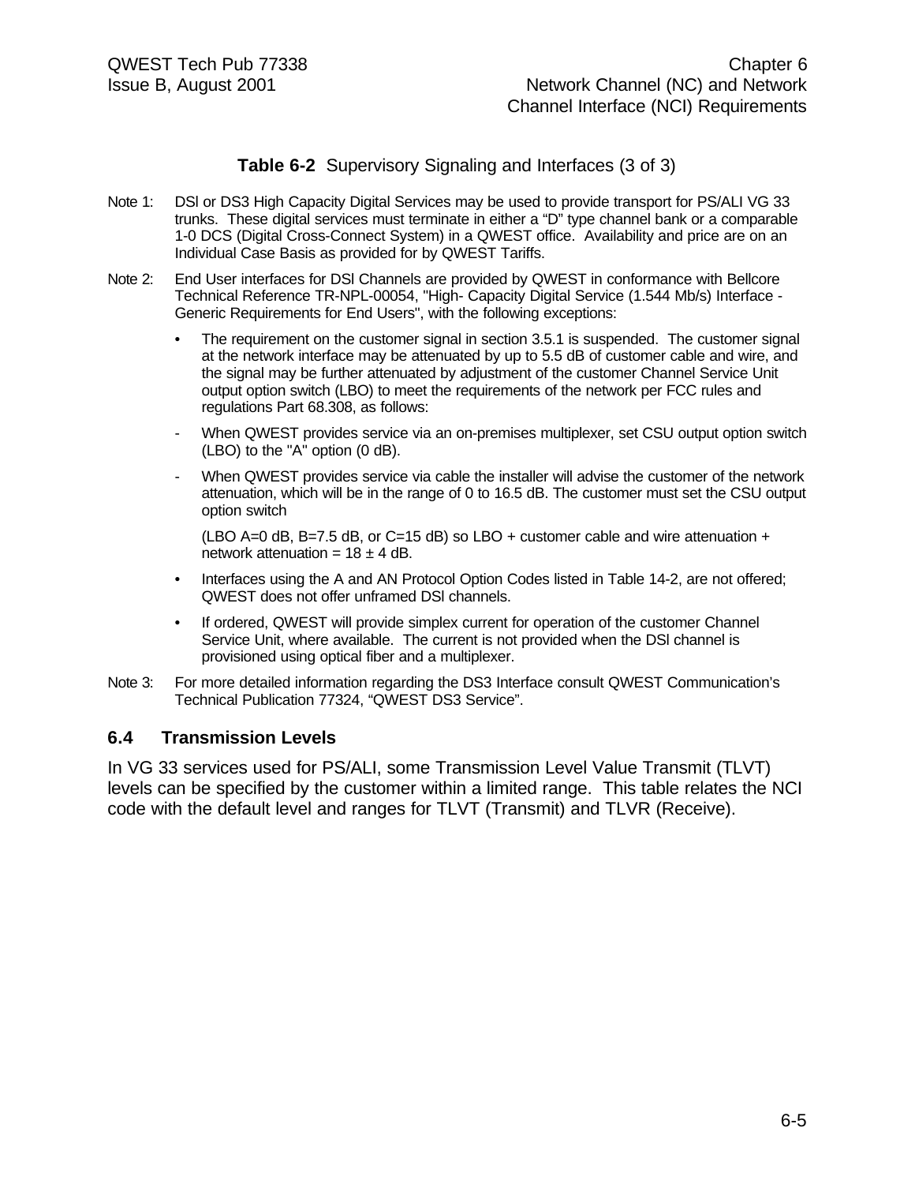**Table 6-2** Supervisory Signaling and Interfaces (3 of 3)

Note 1: DSl or DS3 High Capacity Digital Services may be used to provide transport for PS/ALI VG 33 trunks. These digital services must terminate in either a “D” type channel bank or a comparable 1-0 DCS (Digital Cross-Connect System) in a QWEST office. Availability and price are on an Individual Case Basis as provided for by QWEST Tariffs.

Note 2: End User interfaces for DSl Channels are provided by QWEST in conformance with Bellcore Technical Reference TR-NPL-00054, "High- Capacity Digital Service (1.544 Mb/s) Interface - Generic Requirements for End Users", with the following exceptions:

- The requirement on the customer signal in section 3.5.1 is suspended. The customer signal at the network interface may be attenuated by up to 5.5 dB of customer cable and wire, and the signal may be further attenuated by adjustment of the customer Channel Service Unit output option switch (LBO) to meet the requirements of the network per FCC rules and regulations Part 68.308, as follows:
  - When QWEST provides service via an on-premises multiplexer, set CSU output option switch (LBO) to the "A" option (0 dB).
  - When QWEST provides service via cable the installer will advise the customer of the network attenuation, which will be in the range of 0 to 16.5 dB. The customer must set the CSU output option switch

    (LBO A=0 dB, B=7.5 dB, or C=15 dB) so LBO + customer cable and wire attenuation + network attenuation = 18 ± 4 dB.
- Interfaces using the A and AN Protocol Option Codes listed in Table 14-2, are not offered; QWEST does not offer unframed DSl channels.
- If ordered, QWEST will provide simplex current for operation of the customer Channel Service Unit, where available. The current is not provided when the DSl channel is provisioned using optical fiber and a multiplexer.

Note 3: For more detailed information regarding the DS3 Interface consult QWEST Communication’s Technical Publication 77324, “QWEST DS3 Service”.

## 6.4 Transmission Levels

In VG 33 services used for PS/ALI, some Transmission Level Value Transmit (TLVT) levels can be specified by the customer within a limited range. This table relates the NCI code with the default level and ranges for TLVT (Transmit) and TLVR (Receive).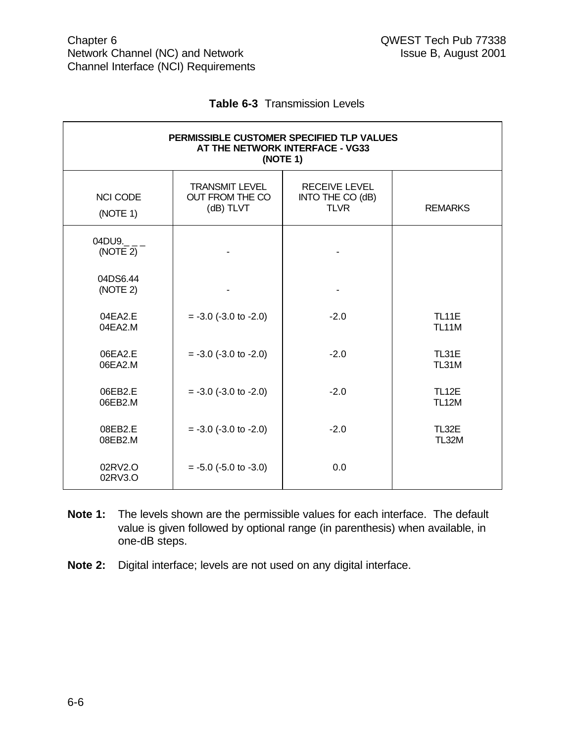**Table 6-3** Transmission Levels

| PERMISSIBLE CUSTOMER SPECIFIED TLP VALUES AT THE NETWORK INTERFACE - VG33 (NOTE 1) | | | |
|---|---|---|---|
| NCI CODE (NOTE 1) | TRANSMIT LEVEL OUT FROM THE CO (dB) TLVT | RECEIVE LEVEL INTO THE CO (dB) TLVR | REMARKS |
| 04DU9._ _ _ (NOTE 2) | - | - | |
| 04DS6.44 (NOTE 2) | - | - | |
| 04EA2.E<br>04EA2.M | = -3.0 (-3.0 to -2.0) | -2.0 | TL11E<br>TL11M |
| 06EA2.E<br>06EA2.M | = -3.0 (-3.0 to -2.0) | -2.0 | TL31E<br>TL31M |
| 06EB2.E<br>06EB2.M | = -3.0 (-3.0 to -2.0) | -2.0 | TL12E<br>TL12M |
| 08EB2.E<br>08EB2.M | = -3.0 (-3.0 to -2.0) | -2.0 | TL32E<br>TL32M |
| 02RV2.O<br>02RV3.O | = -5.0 (-5.0 to -3.0) | 0.0 | |

**Note 1:** The levels shown are the permissible values for each interface. The default value is given followed by optional range (in parenthesis) when available, in one-dB steps.

**Note 2:** Digital interface; levels are not used on any digital interface.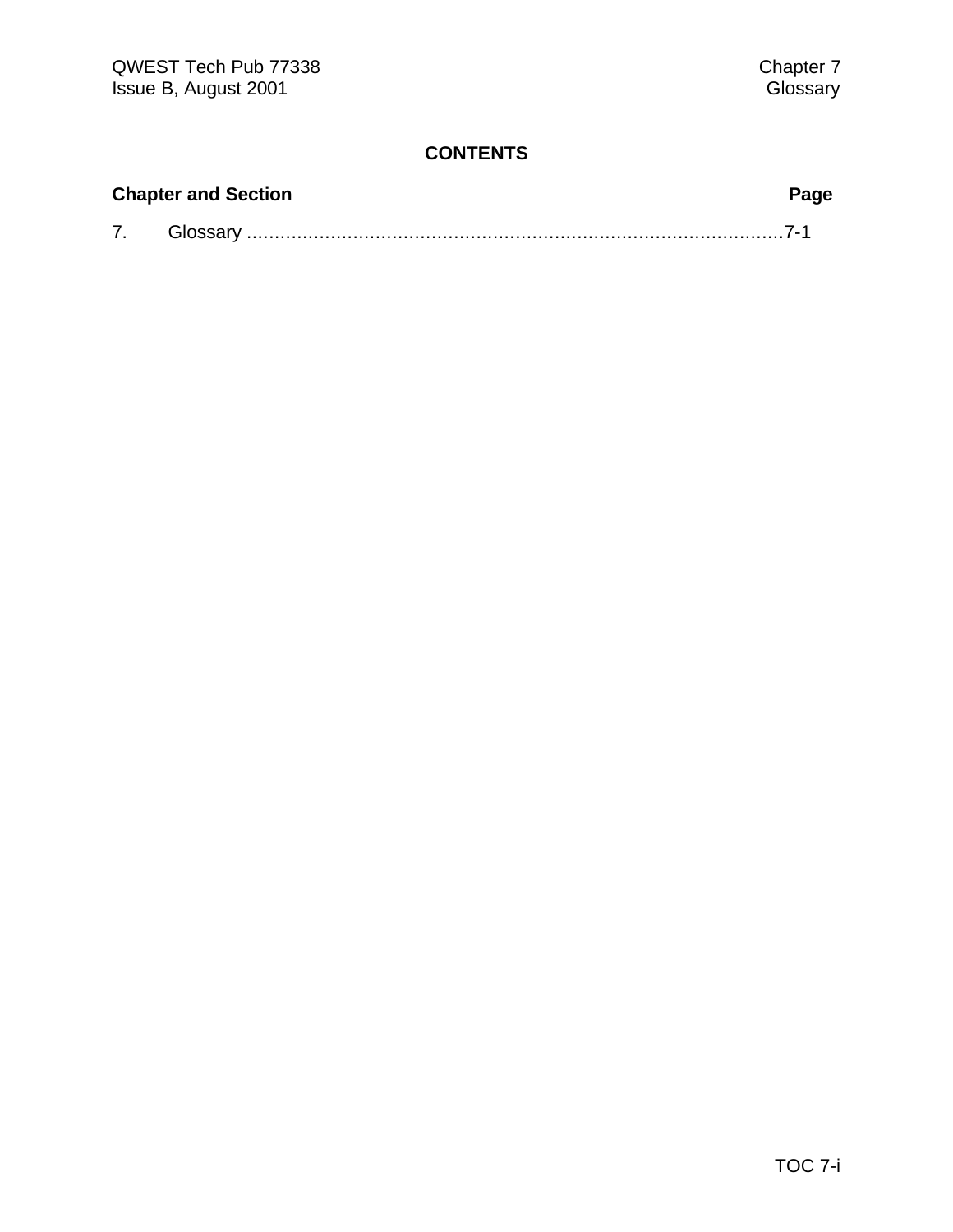# CONTENTS

| Chapter and Section | Page |
|---|---|
| 7. Glossary | 7-1 |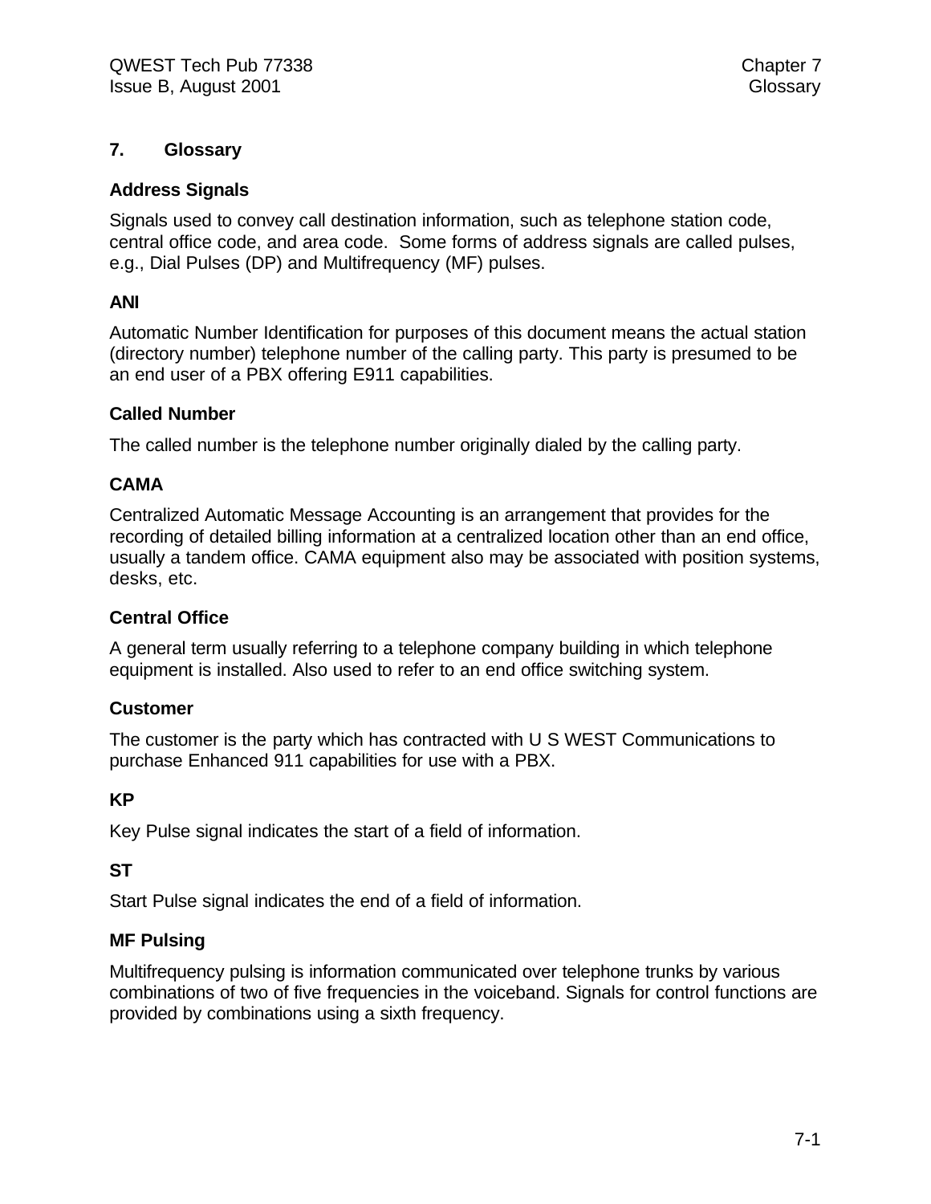# 7. Glossary

### Address Signals

Signals used to convey call destination information, such as telephone station code, central office code, and area code. Some forms of address signals are called pulses, e.g., Dial Pulses (DP) and Multifrequency (MF) pulses.

### ANI

Automatic Number Identification for purposes of this document means the actual station (directory number) telephone number of the calling party. This party is presumed to be an end user of a PBX offering E911 capabilities.

### Called Number

The called number is the telephone number originally dialed by the calling party.

### CAMA

Centralized Automatic Message Accounting is an arrangement that provides for the recording of detailed billing information at a centralized location other than an end office, usually a tandem office. CAMA equipment also may be associated with position systems, desks, etc.

### Central Office

A general term usually referring to a telephone company building in which telephone equipment is installed. Also used to refer to an end office switching system.

### Customer

The customer is the party which has contracted with U S WEST Communications to purchase Enhanced 911 capabilities for use with a PBX.

### KP

Key Pulse signal indicates the start of a field of information.

### ST

Start Pulse signal indicates the end of a field of information.

### MF Pulsing

Multifrequency pulsing is information communicated over telephone trunks by various combinations of two of five frequencies in the voiceband. Signals for control functions are provided by combinations using a sixth frequency.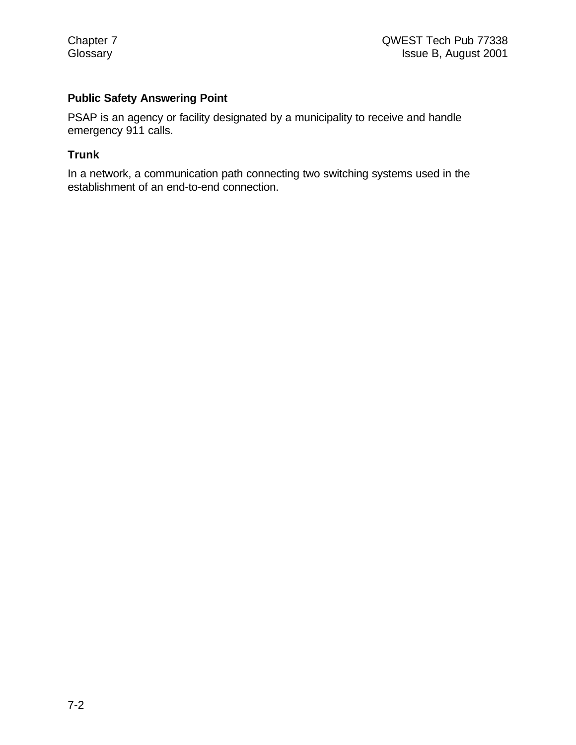### Public Safety Answering Point

PSAP is an agency or facility designated by a municipality to receive and handle emergency 911 calls.

### Trunk

In a network, a communication path connecting two switching systems used in the establishment of an end-to-end connection.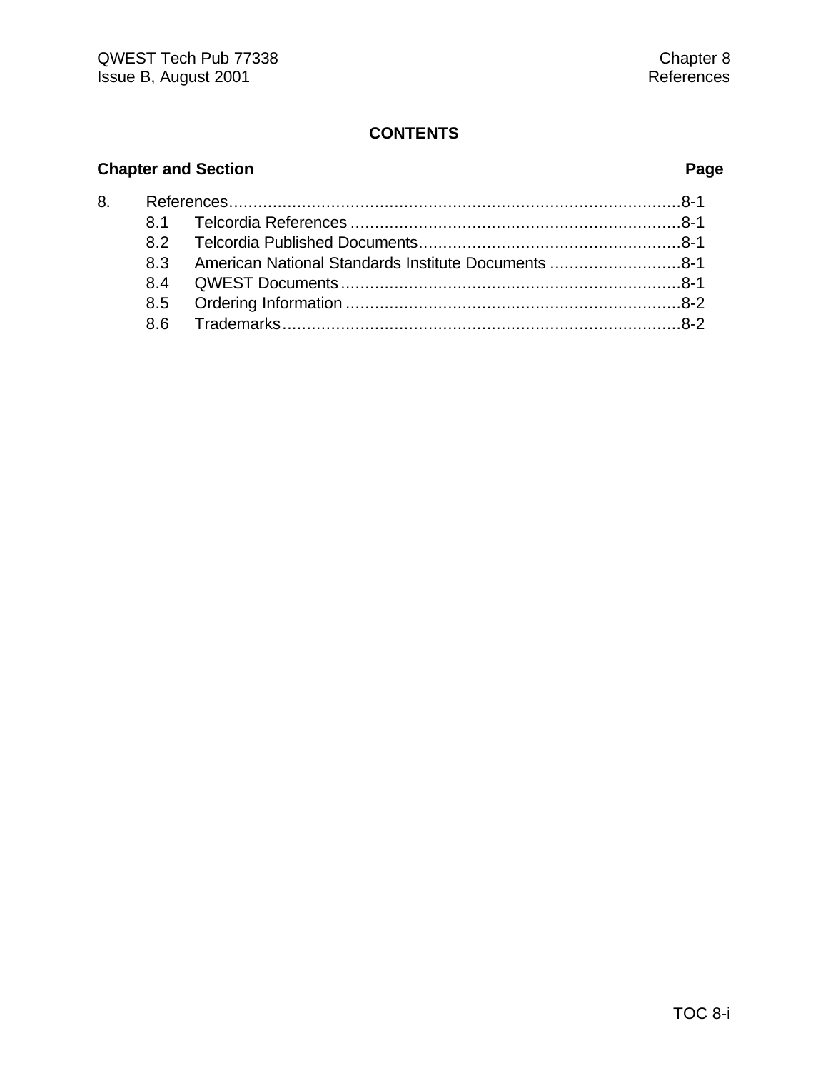## CONTENTS

| Chapter and Section | | Page |
|---|---|---|
| 8. | References | 8-1 |
| 8.1 | Telcordia References | 8-1 |
| 8.2 | Telcordia Published Documents | 8-1 |
| 8.3 | American National Standards Institute Documents | 8-1 |
| 8.4 | QWEST Documents | 8-1 |
| 8.5 | Ordering Information | 8-2 |
| 8.6 | Trademarks | 8-2 |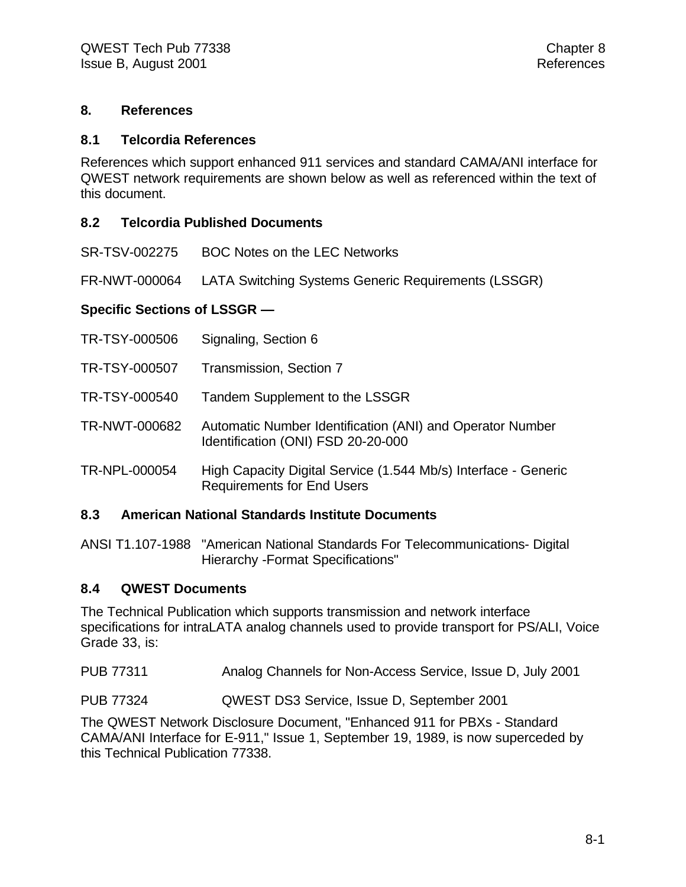# 8. References

## 8.1 Telcordia References

References which support enhanced 911 services and standard CAMA/ANI interface for QWEST network requirements are shown below as well as referenced within the text of this document.

## 8.2 Telcordia Published Documents

SR-TSV-002275 BOC Notes on the LEC Networks

FR-NWT-000064 LATA Switching Systems Generic Requirements (LSSGR)

**Specific Sections of LSSGR —**

TR-TSY-000506 Signaling, Section 6

TR-TSY-000507 Transmission, Section 7

TR-TSY-000540 Tandem Supplement to the LSSGR

TR-NWT-000682 Automatic Number Identification (ANI) and Operator Number Identification (ONI) FSD 20-20-000

TR-NPL-000054 High Capacity Digital Service (1.544 Mb/s) Interface - Generic Requirements for End Users

## 8.3 American National Standards Institute Documents

ANSI T1.107-1988 "American National Standards For Telecommunications- Digital Hierarchy -Format Specifications"

## 8.4 QWEST Documents

The Technical Publication which supports transmission and network interface specifications for intraLATA analog channels used to provide transport for PS/ALI, Voice Grade 33, is:

PUB 77311 Analog Channels for Non-Access Service, Issue D, July 2001

PUB 77324 QWEST DS3 Service, Issue D, September 2001

The QWEST Network Disclosure Document, "Enhanced 911 for PBXs - Standard CAMA/ANI Interface for E-911," Issue 1, September 19, 1989, is now superceded by this Technical Publication 77338.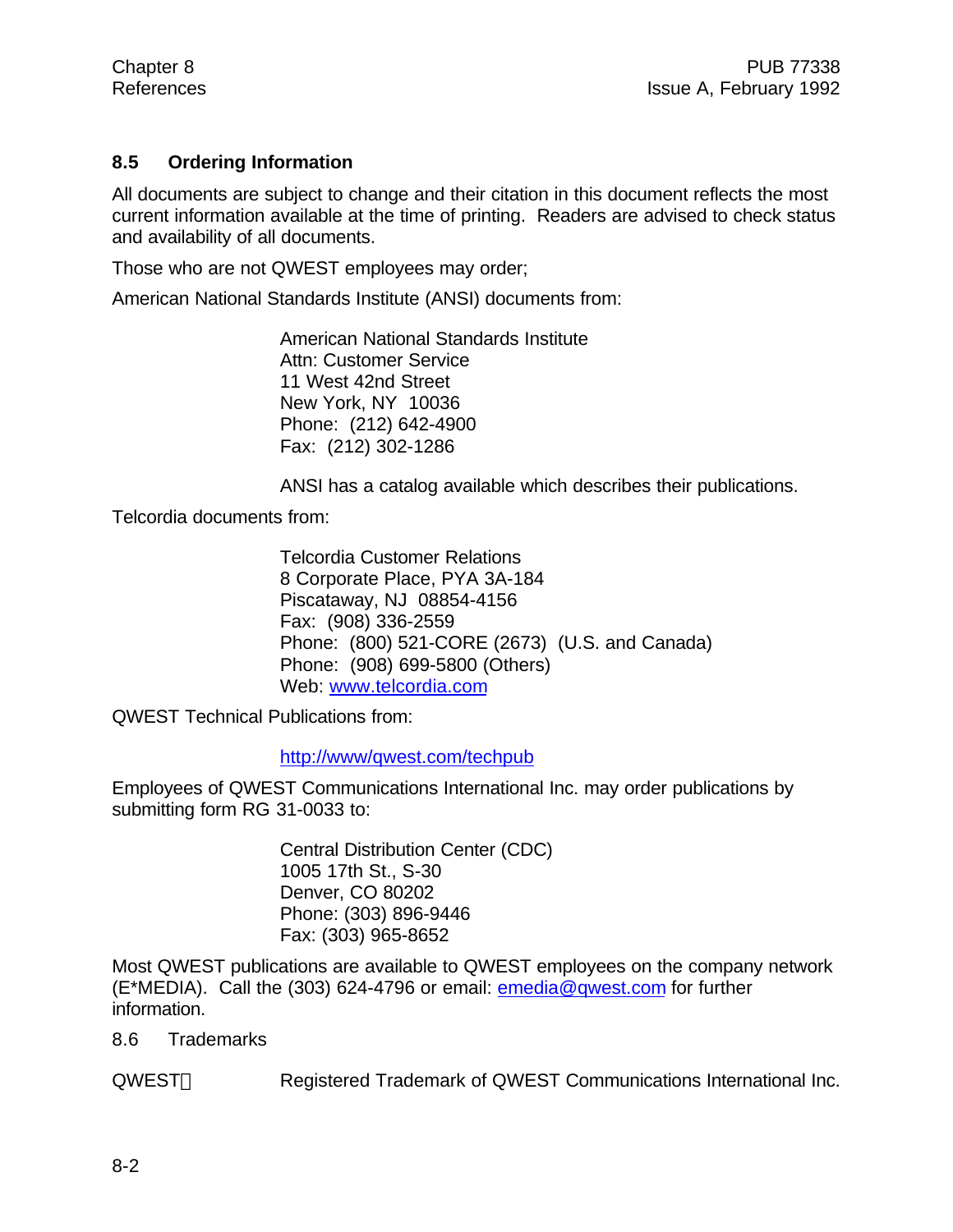## 8.5 Ordering Information

All documents are subject to change and their citation in this document reflects the most current information available at the time of printing. Readers are advised to check status and availability of all documents.

Those who are not QWEST employees may order;

American National Standards Institute (ANSI) documents from:

American National Standards Institute
Attn: Customer Service
11 West 42nd Street
New York, NY 10036
Phone: (212) 642-4900
Fax: (212) 302-1286

ANSI has a catalog available which describes their publications.

Telcordia documents from:

Telcordia Customer Relations
8 Corporate Place, PYA 3A-184
Piscataway, NJ 08854-4156
Fax: (908) 336-2559
Phone: (800) 521-CORE (2673) (U.S. and Canada)
Phone: (908) 699-5800 (Others)
Web: www.telcordia.com

QWEST Technical Publications from:

http://www/qwest.com/techpub

Employees of QWEST Communications International Inc. may order publications by submitting form RG 31-0033 to:

Central Distribution Center (CDC)
1005 17th St., S-30
Denver, CO 80202
Phone: (303) 896-9446
Fax: (303) 965-8652

Most QWEST publications are available to QWEST employees on the company network (E*MEDIA). Call the (303) 624-4796 or email: emedia@qwest.com for further information.

## 8.6 Trademarks

QWEST® Registered Trademark of QWEST Communications International Inc.